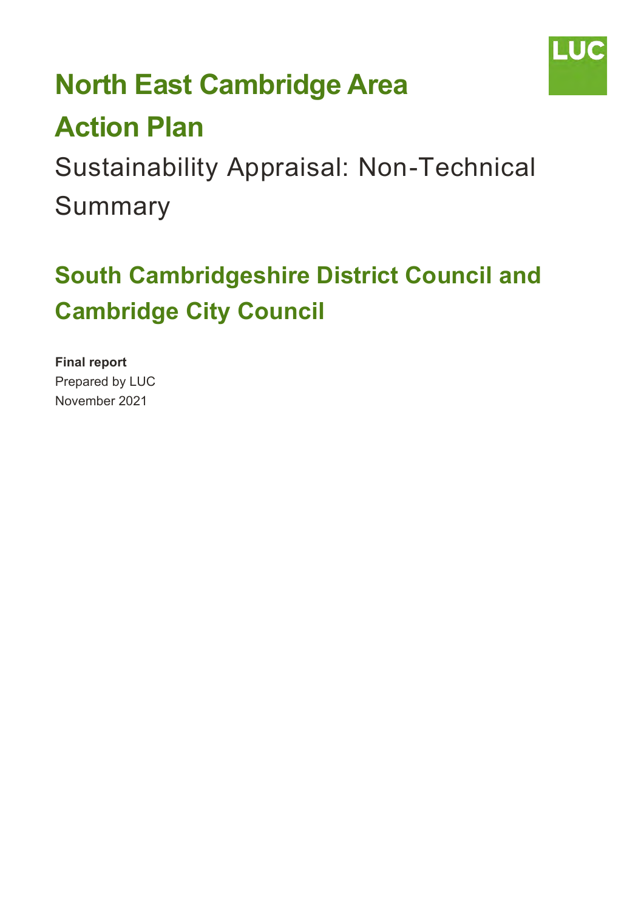# North East Cambridge Area Action Plan

## Sustainability Appraisal: Non-Technical Summary

## South Cambridgeshire District Council and Cambridge City Council

**Final report**
Prepared by LUC
November 2021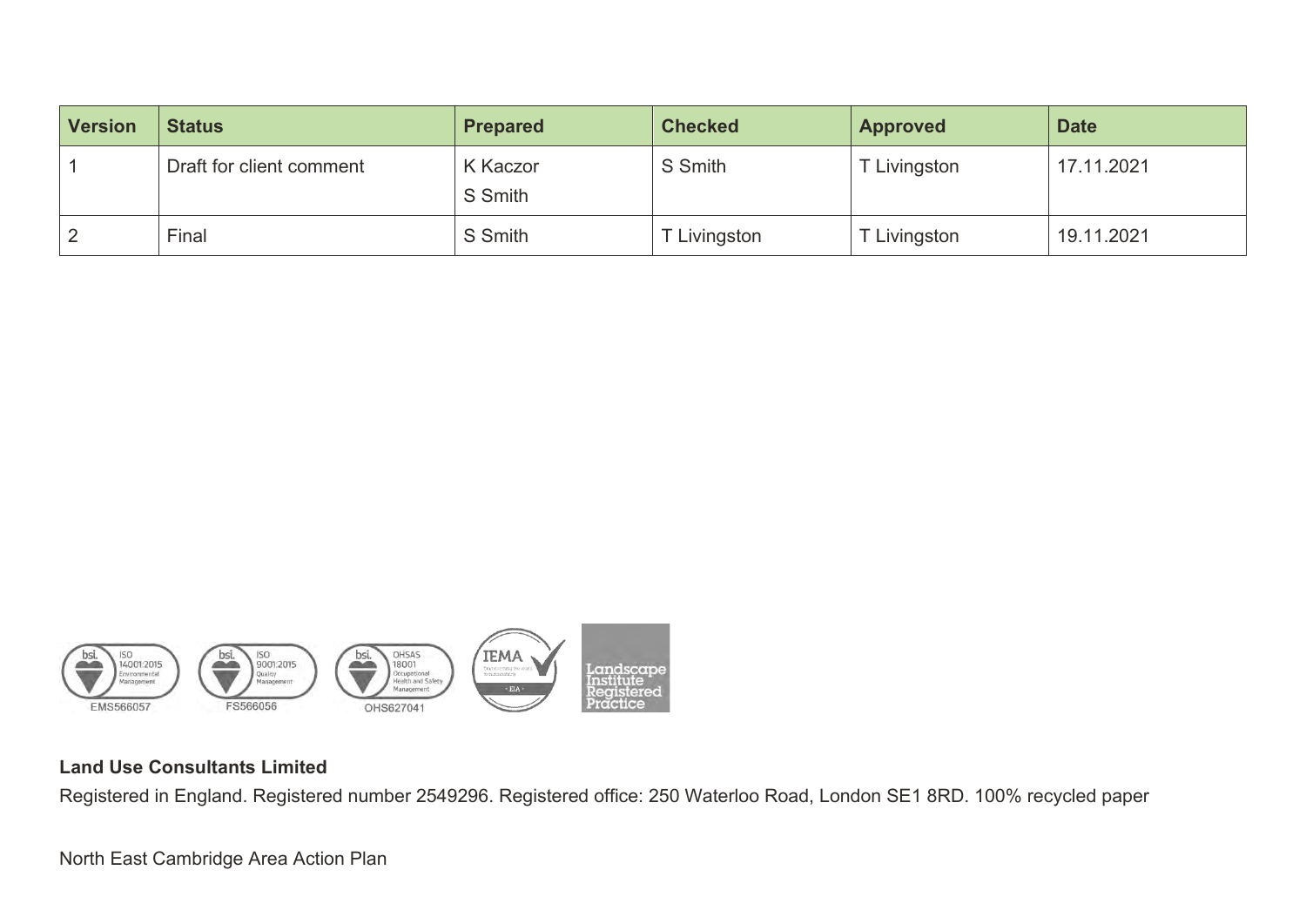| Version | Status | Prepared | Checked | Approved | Date |
|---|---|---|---|---|---|
| 1 | Draft for client comment | K Kaczor<br>S Smith | S Smith | T Livingston | 17.11.2021 |
| 2 | Final | S Smith | T Livingston | T Livingston | 19.11.2021 |

**Land Use Consultants Limited**

Registered in England. Registered number 2549296. Registered office: 250 Waterloo Road, London SE1 8RD. 100% recycled paper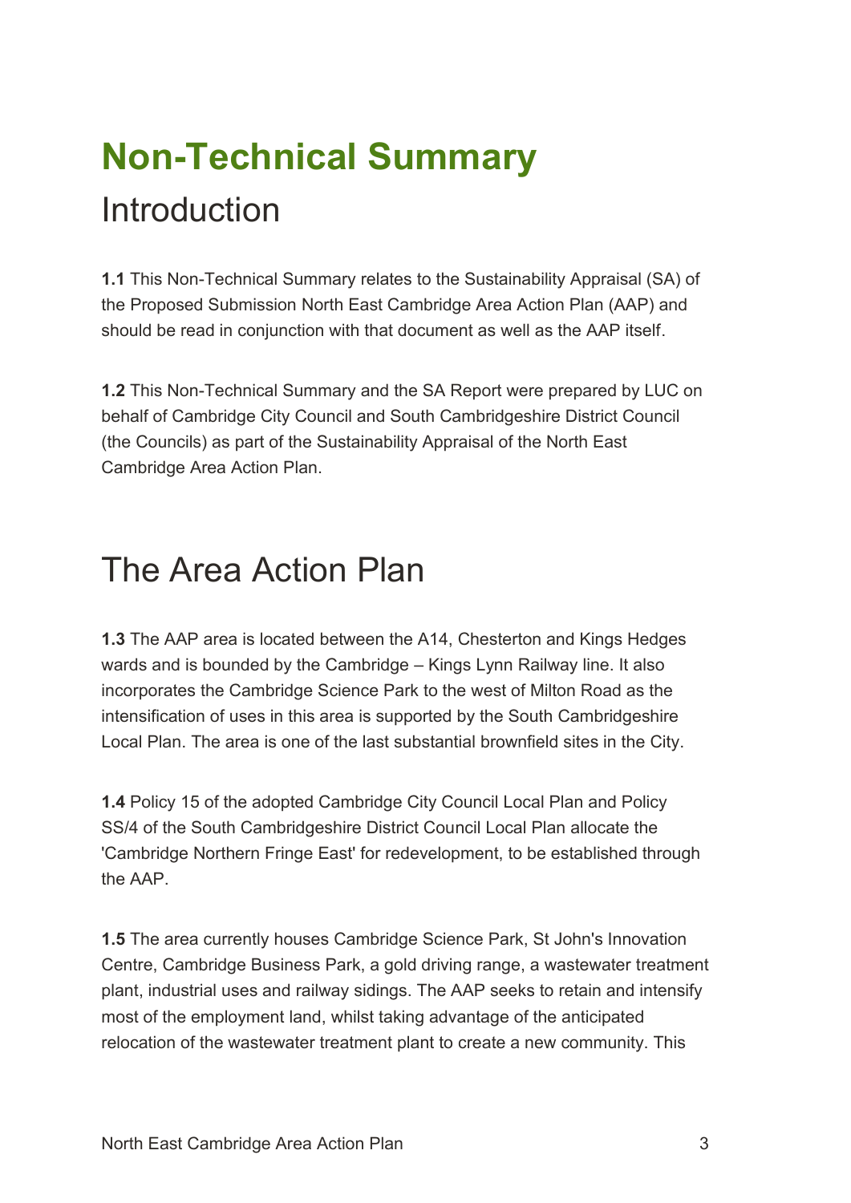# Non-Technical Summary

## Introduction

**1.1** This Non-Technical Summary relates to the Sustainability Appraisal (SA) of the Proposed Submission North East Cambridge Area Action Plan (AAP) and should be read in conjunction with that document as well as the AAP itself.

**1.2** This Non-Technical Summary and the SA Report were prepared by LUC on behalf of Cambridge City Council and South Cambridgeshire District Council (the Councils) as part of the Sustainability Appraisal of the North East Cambridge Area Action Plan.

## The Area Action Plan

**1.3** The AAP area is located between the A14, Chesterton and Kings Hedges wards and is bounded by the Cambridge – Kings Lynn Railway line. It also incorporates the Cambridge Science Park to the west of Milton Road as the intensification of uses in this area is supported by the South Cambridgeshire Local Plan. The area is one of the last substantial brownfield sites in the City.

**1.4** Policy 15 of the adopted Cambridge City Council Local Plan and Policy SS/4 of the South Cambridgeshire District Council Local Plan allocate the 'Cambridge Northern Fringe East' for redevelopment, to be established through the AAP.

**1.5** The area currently houses Cambridge Science Park, St John's Innovation Centre, Cambridge Business Park, a gold driving range, a wastewater treatment plant, industrial uses and railway sidings. The AAP seeks to retain and intensify most of the employment land, whilst taking advantage of the anticipated relocation of the wastewater treatment plant to create a new community. This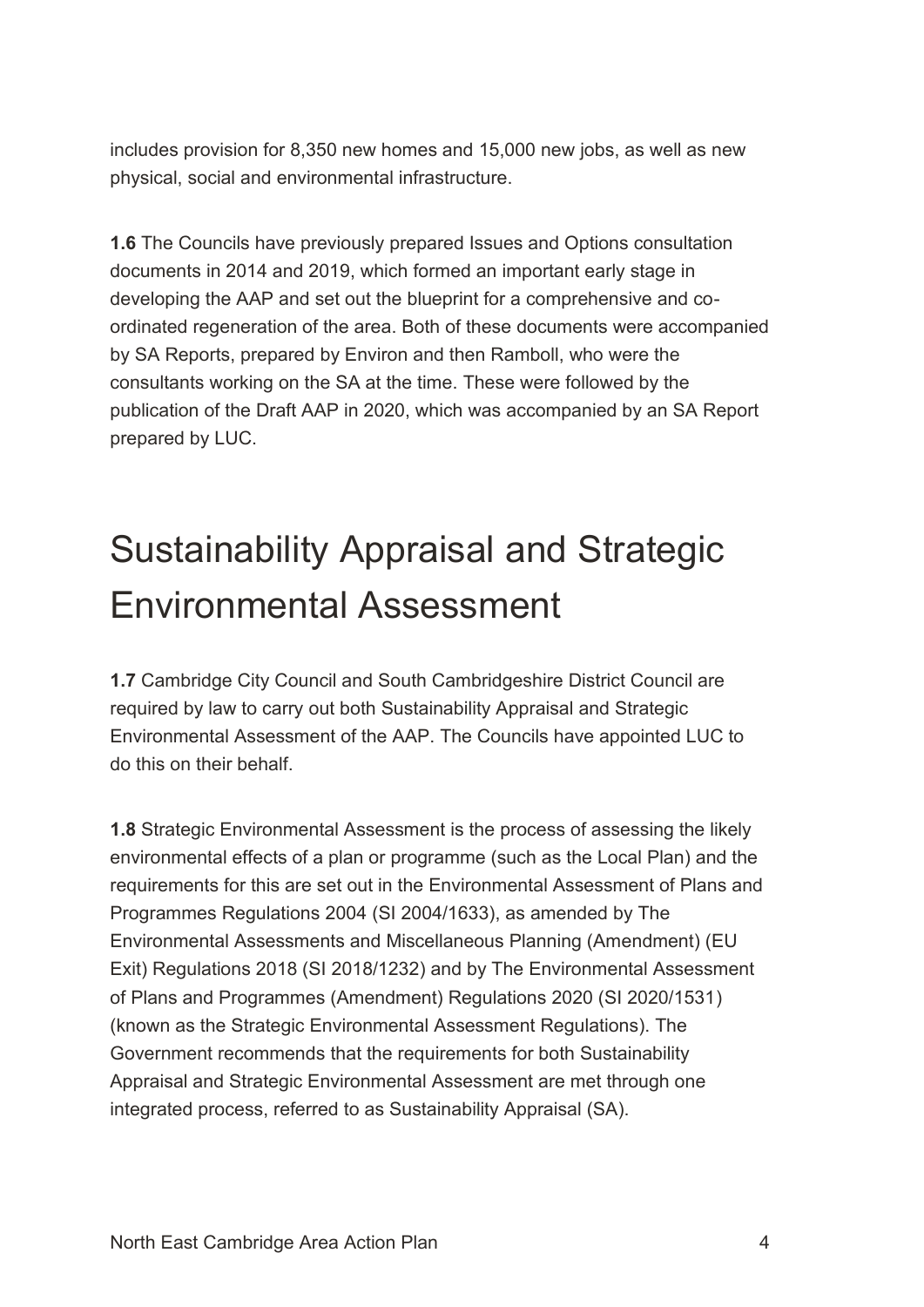includes provision for 8,350 new homes and 15,000 new jobs, as well as new physical, social and environmental infrastructure.

**1.6** The Councils have previously prepared Issues and Options consultation documents in 2014 and 2019, which formed an important early stage in developing the AAP and set out the blueprint for a comprehensive and co-ordinated regeneration of the area. Both of these documents were accompanied by SA Reports, prepared by Environ and then Ramboll, who were the consultants working on the SA at the time. These were followed by the publication of the Draft AAP in 2020, which was accompanied by an SA Report prepared by LUC.

# Sustainability Appraisal and Strategic Environmental Assessment

**1.7** Cambridge City Council and South Cambridgeshire District Council are required by law to carry out both Sustainability Appraisal and Strategic Environmental Assessment of the AAP. The Councils have appointed LUC to do this on their behalf.

**1.8** Strategic Environmental Assessment is the process of assessing the likely environmental effects of a plan or programme (such as the Local Plan) and the requirements for this are set out in the Environmental Assessment of Plans and Programmes Regulations 2004 (SI 2004/1633), as amended by The Environmental Assessments and Miscellaneous Planning (Amendment) (EU Exit) Regulations 2018 (SI 2018/1232) and by The Environmental Assessment of Plans and Programmes (Amendment) Regulations 2020 (SI 2020/1531) (known as the Strategic Environmental Assessment Regulations). The Government recommends that the requirements for both Sustainability Appraisal and Strategic Environmental Assessment are met through one integrated process, referred to as Sustainability Appraisal (SA).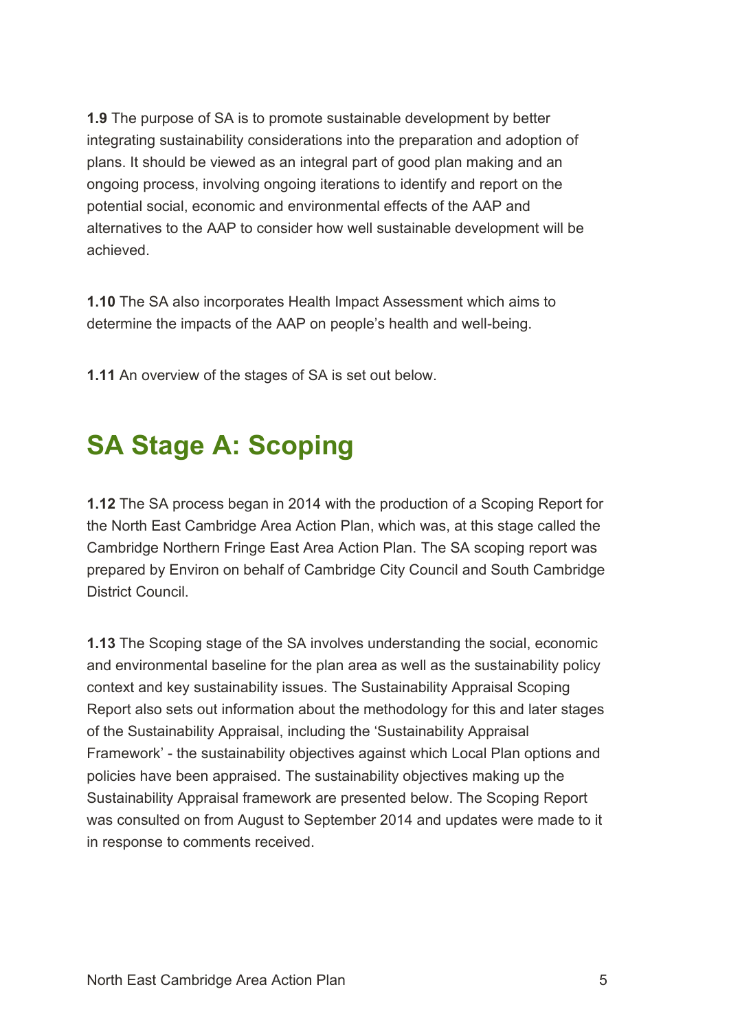**1.9** The purpose of SA is to promote sustainable development by better integrating sustainability considerations into the preparation and adoption of plans. It should be viewed as an integral part of good plan making and an ongoing process, involving ongoing iterations to identify and report on the potential social, economic and environmental effects of the AAP and alternatives to the AAP to consider how well sustainable development will be achieved.

**1.10** The SA also incorporates Health Impact Assessment which aims to determine the impacts of the AAP on people's health and well-being.

**1.11** An overview of the stages of SA is set out below.

## SA Stage A: Scoping

**1.12** The SA process began in 2014 with the production of a Scoping Report for the North East Cambridge Area Action Plan, which was, at this stage called the Cambridge Northern Fringe East Area Action Plan. The SA scoping report was prepared by Environ on behalf of Cambridge City Council and South Cambridge District Council.

**1.13** The Scoping stage of the SA involves understanding the social, economic and environmental baseline for the plan area as well as the sustainability policy context and key sustainability issues. The Sustainability Appraisal Scoping Report also sets out information about the methodology for this and later stages of the Sustainability Appraisal, including the 'Sustainability Appraisal Framework' - the sustainability objectives against which Local Plan options and policies have been appraised. The sustainability objectives making up the Sustainability Appraisal framework are presented below. The Scoping Report was consulted on from August to September 2014 and updates were made to it in response to comments received.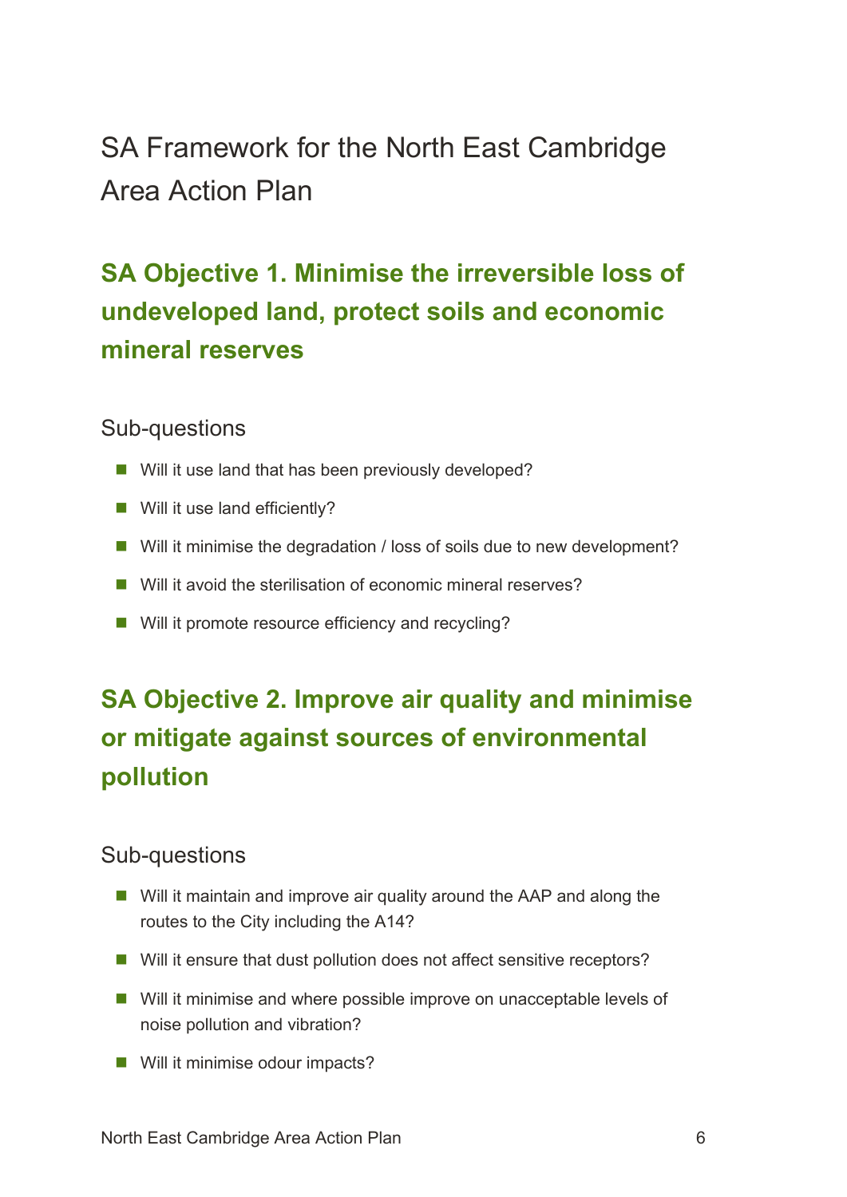# SA Framework for the North East Cambridge Area Action Plan

## SA Objective 1. Minimise the irreversible loss of undeveloped land, protect soils and economic mineral reserves

### Sub-questions

- Will it use land that has been previously developed?
- Will it use land efficiently?
- Will it minimise the degradation / loss of soils due to new development?
- Will it avoid the sterilisation of economic mineral reserves?
- Will it promote resource efficiency and recycling?

## SA Objective 2. Improve air quality and minimise or mitigate against sources of environmental pollution

### Sub-questions

- Will it maintain and improve air quality around the AAP and along the routes to the City including the A14?
- Will it ensure that dust pollution does not affect sensitive receptors?
- Will it minimise and where possible improve on unacceptable levels of noise pollution and vibration?
- Will it minimise odour impacts?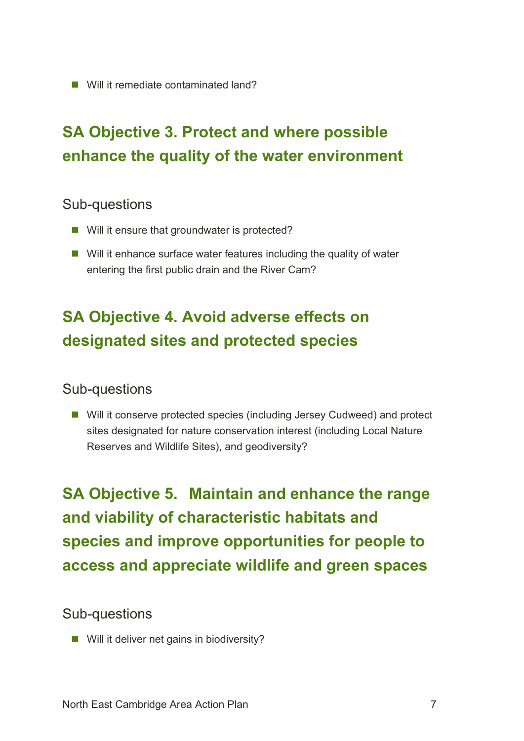- Will it remediate contaminated land?

## SA Objective 3. Protect and where possible enhance the quality of the water environment

Sub-questions

- Will it ensure that groundwater is protected?
- Will it enhance surface water features including the quality of water entering the first public drain and the River Cam?

## SA Objective 4. Avoid adverse effects on designated sites and protected species

Sub-questions

- Will it conserve protected species (including Jersey Cudweed) and protect sites designated for nature conservation interest (including Local Nature Reserves and Wildlife Sites), and geodiversity?

## SA Objective 5. Maintain and enhance the range and viability of characteristic habitats and species and improve opportunities for people to access and appreciate wildlife and green spaces

Sub-questions

- Will it deliver net gains in biodiversity?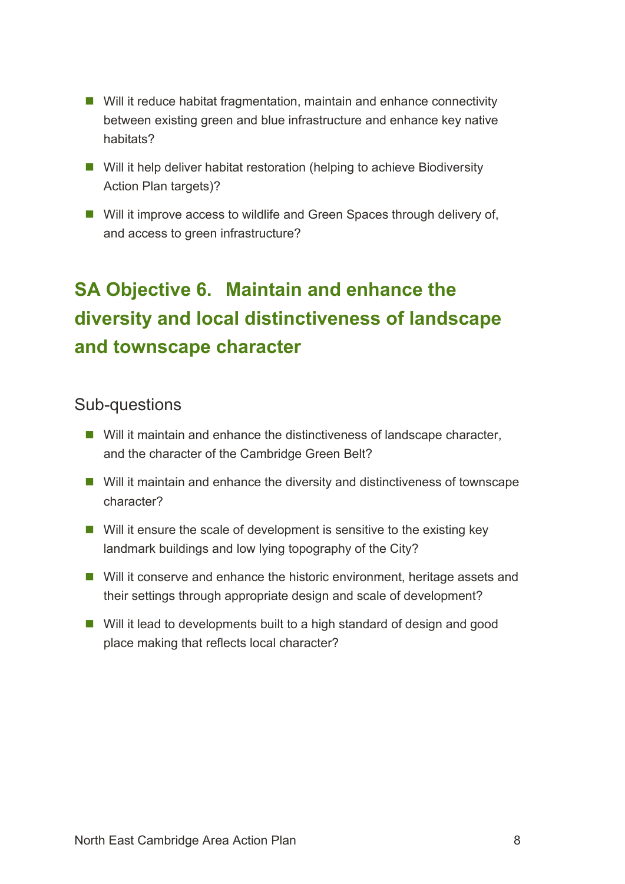- Will it reduce habitat fragmentation, maintain and enhance connectivity between existing green and blue infrastructure and enhance key native habitats?
- Will it help deliver habitat restoration (helping to achieve Biodiversity Action Plan targets)?
- Will it improve access to wildlife and Green Spaces through delivery of, and access to green infrastructure?

## SA Objective 6. Maintain and enhance the diversity and local distinctiveness of landscape and townscape character

### Sub-questions

- Will it maintain and enhance the distinctiveness of landscape character, and the character of the Cambridge Green Belt?
- Will it maintain and enhance the diversity and distinctiveness of townscape character?
- Will it ensure the scale of development is sensitive to the existing key landmark buildings and low lying topography of the City?
- Will it conserve and enhance the historic environment, heritage assets and their settings through appropriate design and scale of development?
- Will it lead to developments built to a high standard of design and good place making that reflects local character?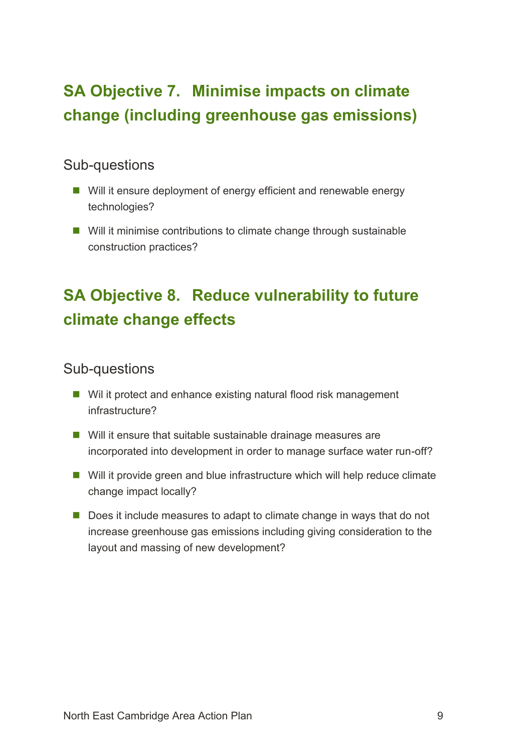## SA Objective 7. Minimise impacts on climate change (including greenhouse gas emissions)

### Sub-questions

- Will it ensure deployment of energy efficient and renewable energy technologies?
- Will it minimise contributions to climate change through sustainable construction practices?

## SA Objective 8. Reduce vulnerability to future climate change effects

### Sub-questions

- Wil it protect and enhance existing natural flood risk management infrastructure?
- Will it ensure that suitable sustainable drainage measures are incorporated into development in order to manage surface water run-off?
- Will it provide green and blue infrastructure which will help reduce climate change impact locally?
- Does it include measures to adapt to climate change in ways that do not increase greenhouse gas emissions including giving consideration to the layout and massing of new development?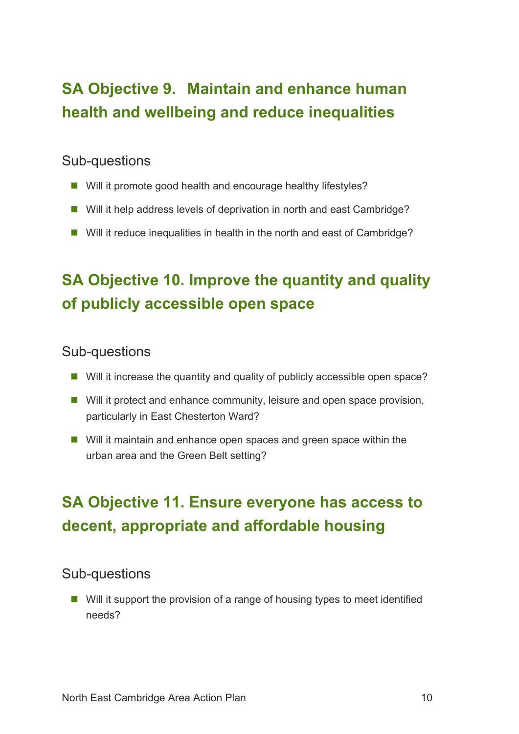## SA Objective 9. Maintain and enhance human health and wellbeing and reduce inequalities

Sub-questions

- Will it promote good health and encourage healthy lifestyles?
- Will it help address levels of deprivation in north and east Cambridge?
- Will it reduce inequalities in health in the north and east of Cambridge?

## SA Objective 10. Improve the quantity and quality of publicly accessible open space

Sub-questions

- Will it increase the quantity and quality of publicly accessible open space?
- Will it protect and enhance community, leisure and open space provision, particularly in East Chesterton Ward?
- Will it maintain and enhance open spaces and green space within the urban area and the Green Belt setting?

## SA Objective 11. Ensure everyone has access to decent, appropriate and affordable housing

Sub-questions

- Will it support the provision of a range of housing types to meet identified needs?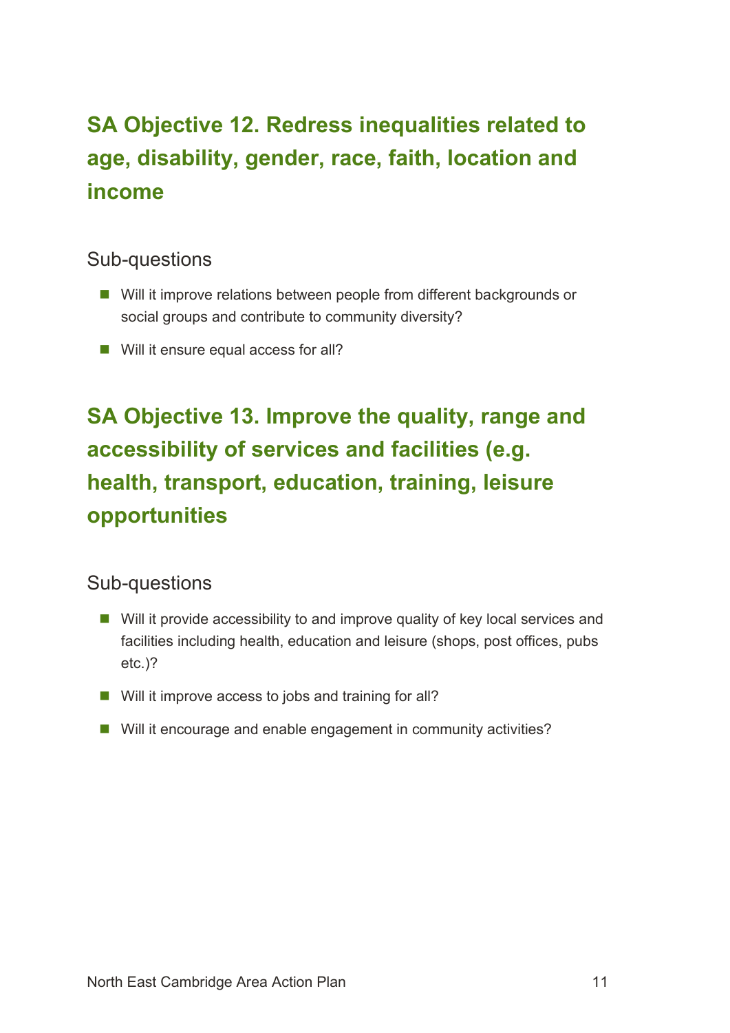## SA Objective 12. Redress inequalities related to age, disability, gender, race, faith, location and income

Sub-questions

- Will it improve relations between people from different backgrounds or social groups and contribute to community diversity?
- Will it ensure equal access for all?

## SA Objective 13. Improve the quality, range and accessibility of services and facilities (e.g. health, transport, education, training, leisure opportunities

Sub-questions

- Will it provide accessibility to and improve quality of key local services and facilities including health, education and leisure (shops, post offices, pubs etc.)?
- Will it improve access to jobs and training for all?
- Will it encourage and enable engagement in community activities?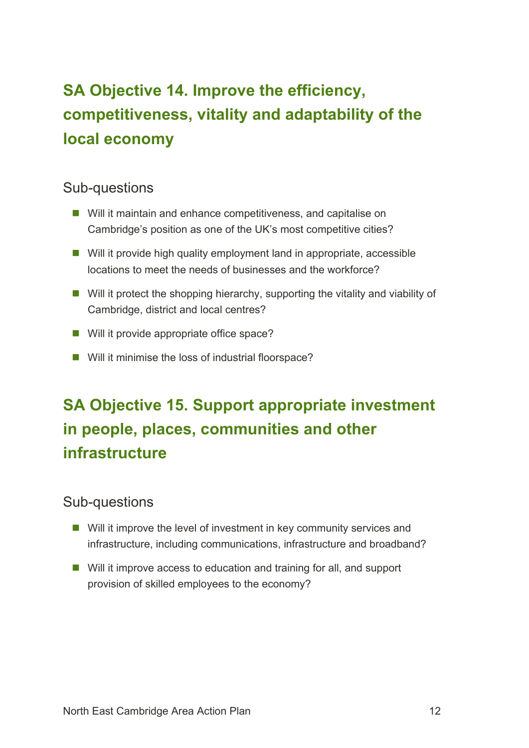## SA Objective 14. Improve the efficiency, competitiveness, vitality and adaptability of the local economy

### Sub-questions

- Will it maintain and enhance competitiveness, and capitalise on Cambridge's position as one of the UK's most competitive cities?
- Will it provide high quality employment land in appropriate, accessible locations to meet the needs of businesses and the workforce?
- Will it protect the shopping hierarchy, supporting the vitality and viability of Cambridge, district and local centres?
- Will it provide appropriate office space?
- Will it minimise the loss of industrial floorspace?

## SA Objective 15. Support appropriate investment in people, places, communities and other infrastructure

### Sub-questions

- Will it improve the level of investment in key community services and infrastructure, including communications, infrastructure and broadband?
- Will it improve access to education and training for all, and support provision of skilled employees to the economy?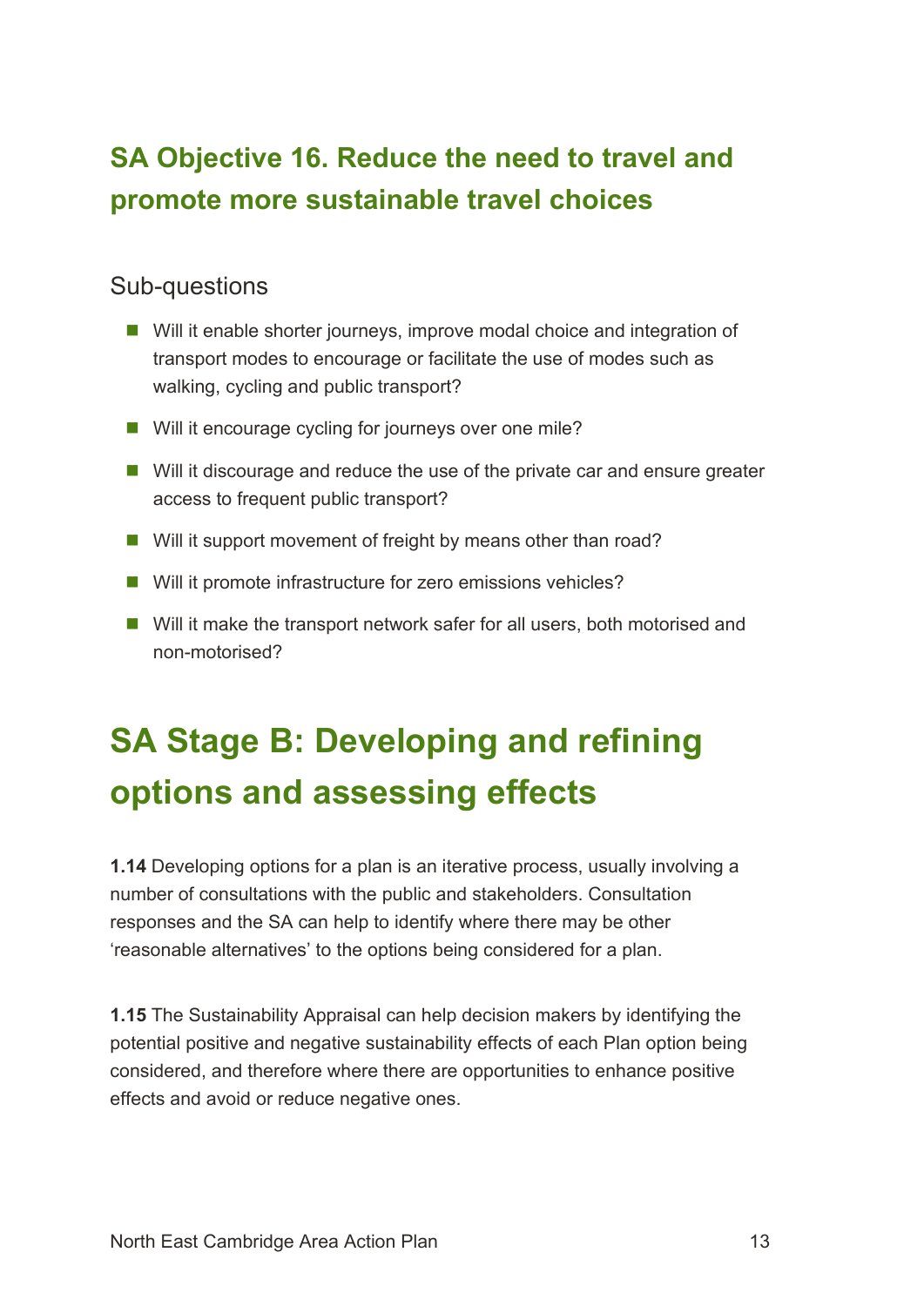### SA Objective 16. Reduce the need to travel and promote more sustainable travel choices

Sub-questions

- Will it enable shorter journeys, improve modal choice and integration of transport modes to encourage or facilitate the use of modes such as walking, cycling and public transport?
- Will it encourage cycling for journeys over one mile?
- Will it discourage and reduce the use of the private car and ensure greater access to frequent public transport?
- Will it support movement of freight by means other than road?
- Will it promote infrastructure for zero emissions vehicles?
- Will it make the transport network safer for all users, both motorised and non-motorised?

## SA Stage B: Developing and refining options and assessing effects

**1.14** Developing options for a plan is an iterative process, usually involving a number of consultations with the public and stakeholders. Consultation responses and the SA can help to identify where there may be other 'reasonable alternatives' to the options being considered for a plan.

**1.15** The Sustainability Appraisal can help decision makers by identifying the potential positive and negative sustainability effects of each Plan option being considered, and therefore where there are opportunities to enhance positive effects and avoid or reduce negative ones.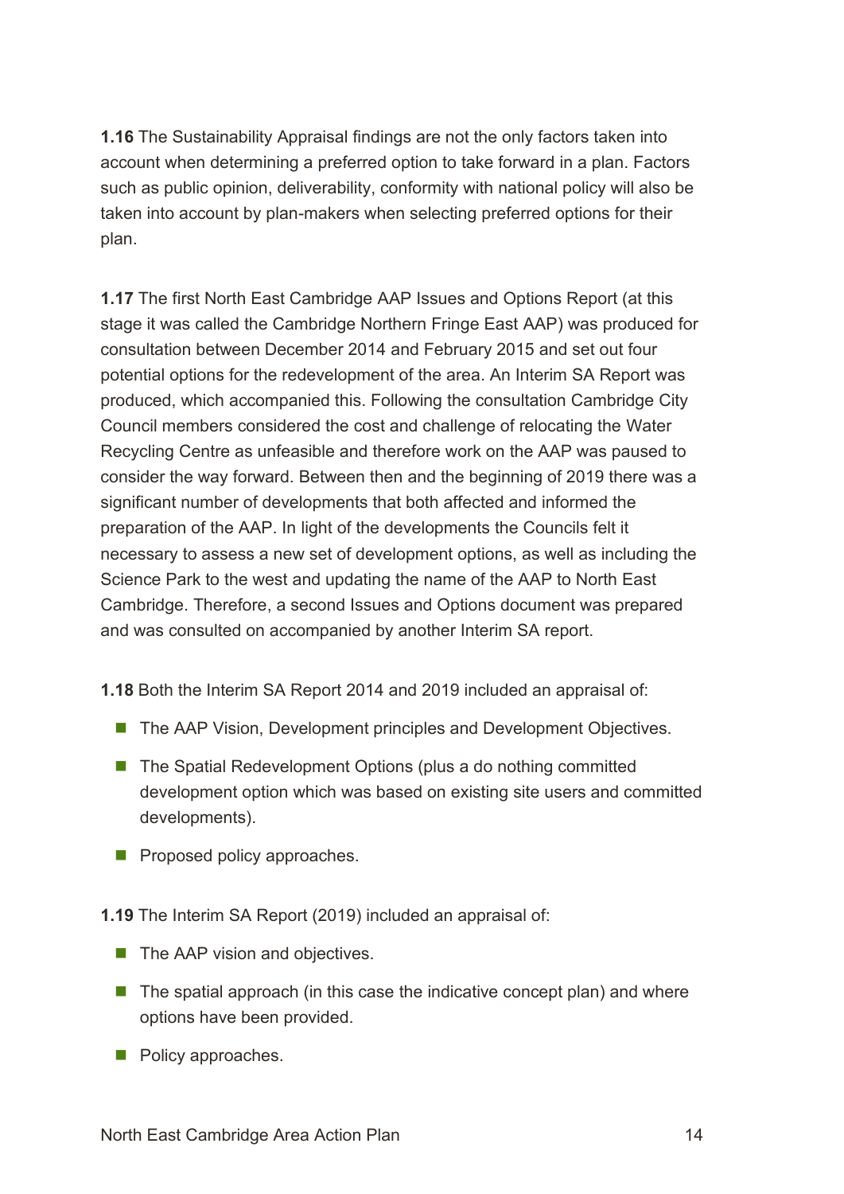**1.16** The Sustainability Appraisal findings are not the only factors taken into account when determining a preferred option to take forward in a plan. Factors such as public opinion, deliverability, conformity with national policy will also be taken into account by plan-makers when selecting preferred options for their plan.

**1.17** The first North East Cambridge AAP Issues and Options Report (at this stage it was called the Cambridge Northern Fringe East AAP) was produced for consultation between December 2014 and February 2015 and set out four potential options for the redevelopment of the area. An Interim SA Report was produced, which accompanied this. Following the consultation Cambridge City Council members considered the cost and challenge of relocating the Water Recycling Centre as unfeasible and therefore work on the AAP was paused to consider the way forward. Between then and the beginning of 2019 there was a significant number of developments that both affected and informed the preparation of the AAP. In light of the developments the Councils felt it necessary to assess a new set of development options, as well as including the Science Park to the west and updating the name of the AAP to North East Cambridge. Therefore, a second Issues and Options document was prepared and was consulted on accompanied by another Interim SA report.

**1.18** Both the Interim SA Report 2014 and 2019 included an appraisal of:

- The AAP Vision, Development principles and Development Objectives.
- The Spatial Redevelopment Options (plus a do nothing committed development option which was based on existing site users and committed developments).
- Proposed policy approaches.

**1.19** The Interim SA Report (2019) included an appraisal of:

- The AAP vision and objectives.
- The spatial approach (in this case the indicative concept plan) and where options have been provided.
- Policy approaches.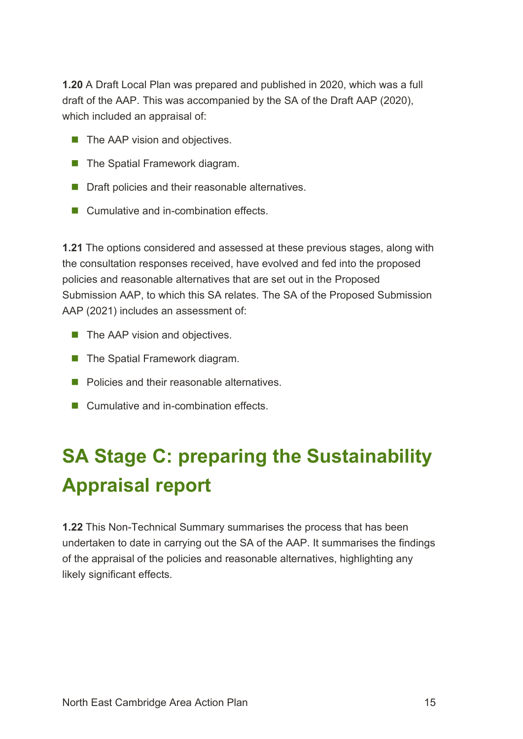**1.20** A Draft Local Plan was prepared and published in 2020, which was a full draft of the AAP. This was accompanied by the SA of the Draft AAP (2020), which included an appraisal of:

- The AAP vision and objectives.
- The Spatial Framework diagram.
- Draft policies and their reasonable alternatives.
- Cumulative and in-combination effects.

**1.21** The options considered and assessed at these previous stages, along with the consultation responses received, have evolved and fed into the proposed policies and reasonable alternatives that are set out in the Proposed Submission AAP, to which this SA relates. The SA of the Proposed Submission AAP (2021) includes an assessment of:

- The AAP vision and objectives.
- The Spatial Framework diagram.
- Policies and their reasonable alternatives.
- Cumulative and in-combination effects.

## SA Stage C: preparing the Sustainability Appraisal report

**1.22** This Non-Technical Summary summarises the process that has been undertaken to date in carrying out the SA of the AAP. It summarises the findings of the appraisal of the policies and reasonable alternatives, highlighting any likely significant effects.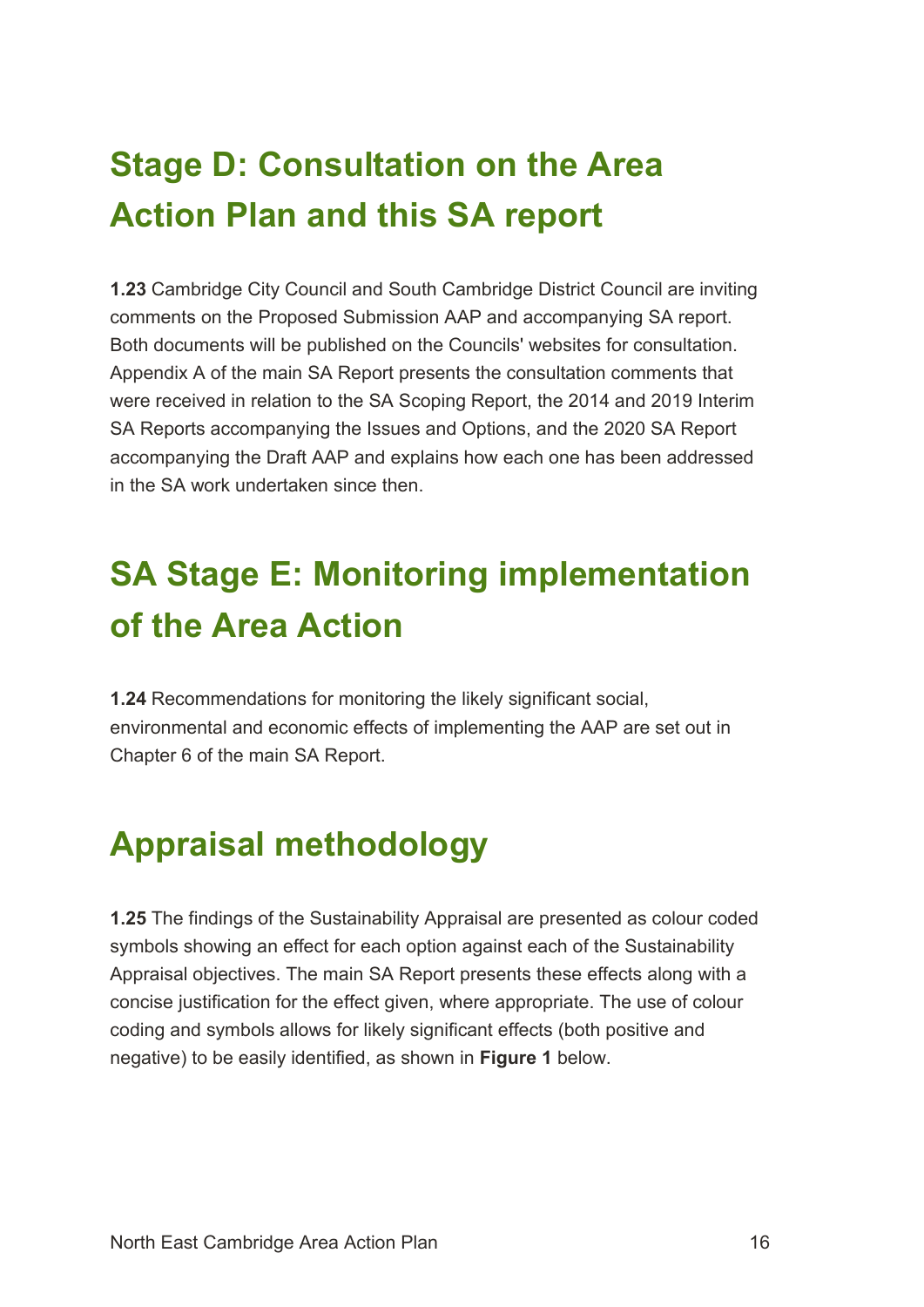## Stage D: Consultation on the Area Action Plan and this SA report

**1.23** Cambridge City Council and South Cambridge District Council are inviting comments on the Proposed Submission AAP and accompanying SA report. Both documents will be published on the Councils' websites for consultation. Appendix A of the main SA Report presents the consultation comments that were received in relation to the SA Scoping Report, the 2014 and 2019 Interim SA Reports accompanying the Issues and Options, and the 2020 SA Report accompanying the Draft AAP and explains how each one has been addressed in the SA work undertaken since then.

## SA Stage E: Monitoring implementation of the Area Action

**1.24** Recommendations for monitoring the likely significant social, environmental and economic effects of implementing the AAP are set out in Chapter 6 of the main SA Report.

## Appraisal methodology

**1.25** The findings of the Sustainability Appraisal are presented as colour coded symbols showing an effect for each option against each of the Sustainability Appraisal objectives. The main SA Report presents these effects along with a concise justification for the effect given, where appropriate. The use of colour coding and symbols allows for likely significant effects (both positive and negative) to be easily identified, as shown in **Figure 1** below.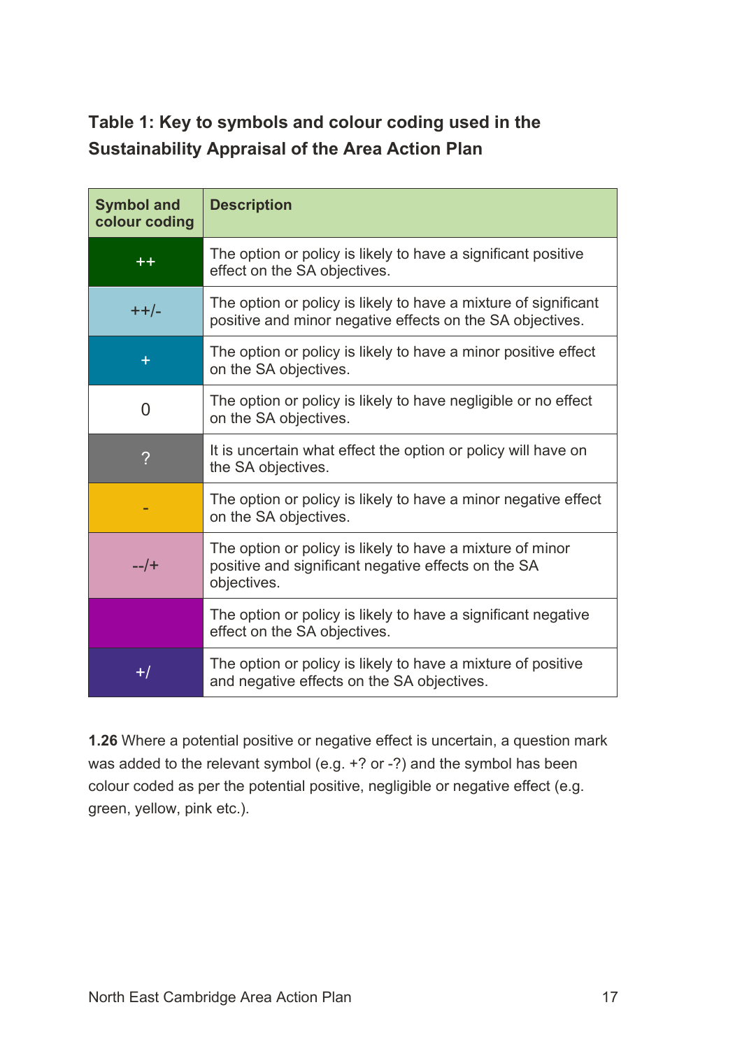**Table 1: Key to symbols and colour coding used in the Sustainability Appraisal of the Area Action Plan**

| Symbol and colour coding | Description |
|---|---|
| ++ | The option or policy is likely to have a significant positive effect on the SA objectives. |
| ++/- | The option or policy is likely to have a mixture of significant positive and minor negative effects on the SA objectives. |
| + | The option or policy is likely to have a minor positive effect on the SA objectives. |
| 0 | The option or policy is likely to have negligible or no effect on the SA objectives. |
| ? | It is uncertain what effect the option or policy will have on the SA objectives. |
| - | The option or policy is likely to have a minor negative effect on the SA objectives. |
| --/+ | The option or policy is likely to have a mixture of minor positive and significant negative effects on the SA objectives. |
| | The option or policy is likely to have a significant negative effect on the SA objectives. |
| +/ | The option or policy is likely to have a mixture of positive and negative effects on the SA objectives. |

**1.26** Where a potential positive or negative effect is uncertain, a question mark was added to the relevant symbol (e.g. +? or -?) and the symbol has been colour coded as per the potential positive, negligible or negative effect (e.g. green, yellow, pink etc.).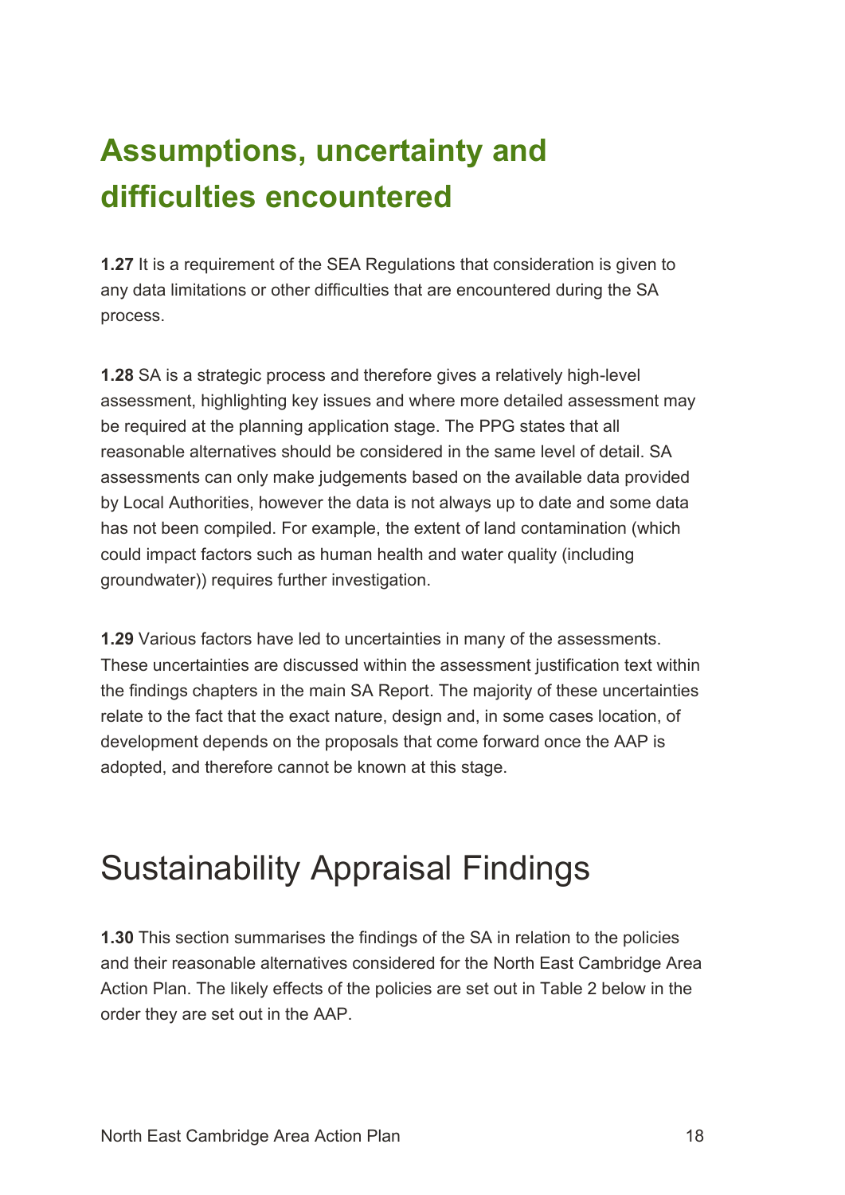## Assumptions, uncertainty and difficulties encountered

**1.27** It is a requirement of the SEA Regulations that consideration is given to any data limitations or other difficulties that are encountered during the SA process.

**1.28** SA is a strategic process and therefore gives a relatively high-level assessment, highlighting key issues and where more detailed assessment may be required at the planning application stage. The PPG states that all reasonable alternatives should be considered in the same level of detail. SA assessments can only make judgements based on the available data provided by Local Authorities, however the data is not always up to date and some data has not been compiled. For example, the extent of land contamination (which could impact factors such as human health and water quality (including groundwater)) requires further investigation.

**1.29** Various factors have led to uncertainties in many of the assessments. These uncertainties are discussed within the assessment justification text within the findings chapters in the main SA Report. The majority of these uncertainties relate to the fact that the exact nature, design and, in some cases location, of development depends on the proposals that come forward once the AAP is adopted, and therefore cannot be known at this stage.

# Sustainability Appraisal Findings

**1.30** This section summarises the findings of the SA in relation to the policies and their reasonable alternatives considered for the North East Cambridge Area Action Plan. The likely effects of the policies are set out in Table 2 below in the order they are set out in the AAP.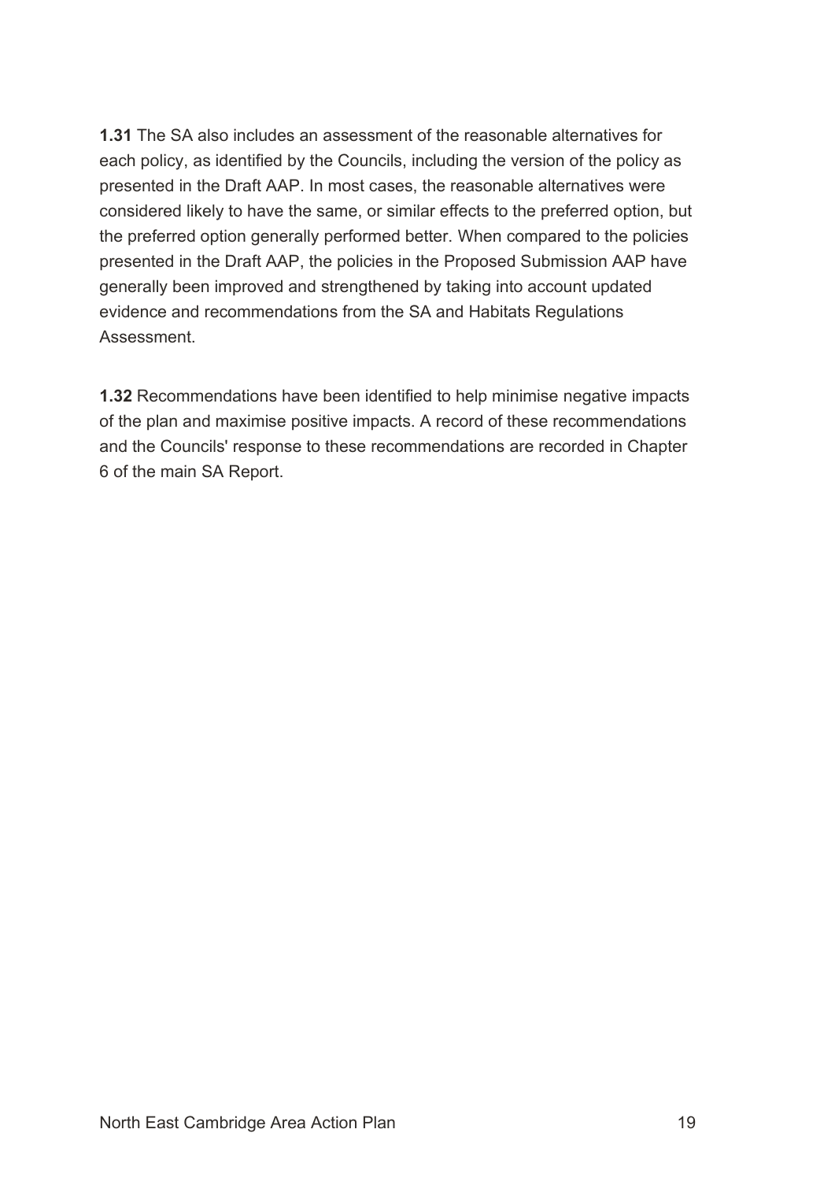**1.31** The SA also includes an assessment of the reasonable alternatives for each policy, as identified by the Councils, including the version of the policy as presented in the Draft AAP. In most cases, the reasonable alternatives were considered likely to have the same, or similar effects to the preferred option, but the preferred option generally performed better. When compared to the policies presented in the Draft AAP, the policies in the Proposed Submission AAP have generally been improved and strengthened by taking into account updated evidence and recommendations from the SA and Habitats Regulations Assessment.

**1.32** Recommendations have been identified to help minimise negative impacts of the plan and maximise positive impacts. A record of these recommendations and the Councils' response to these recommendations are recorded in Chapter 6 of the main SA Report.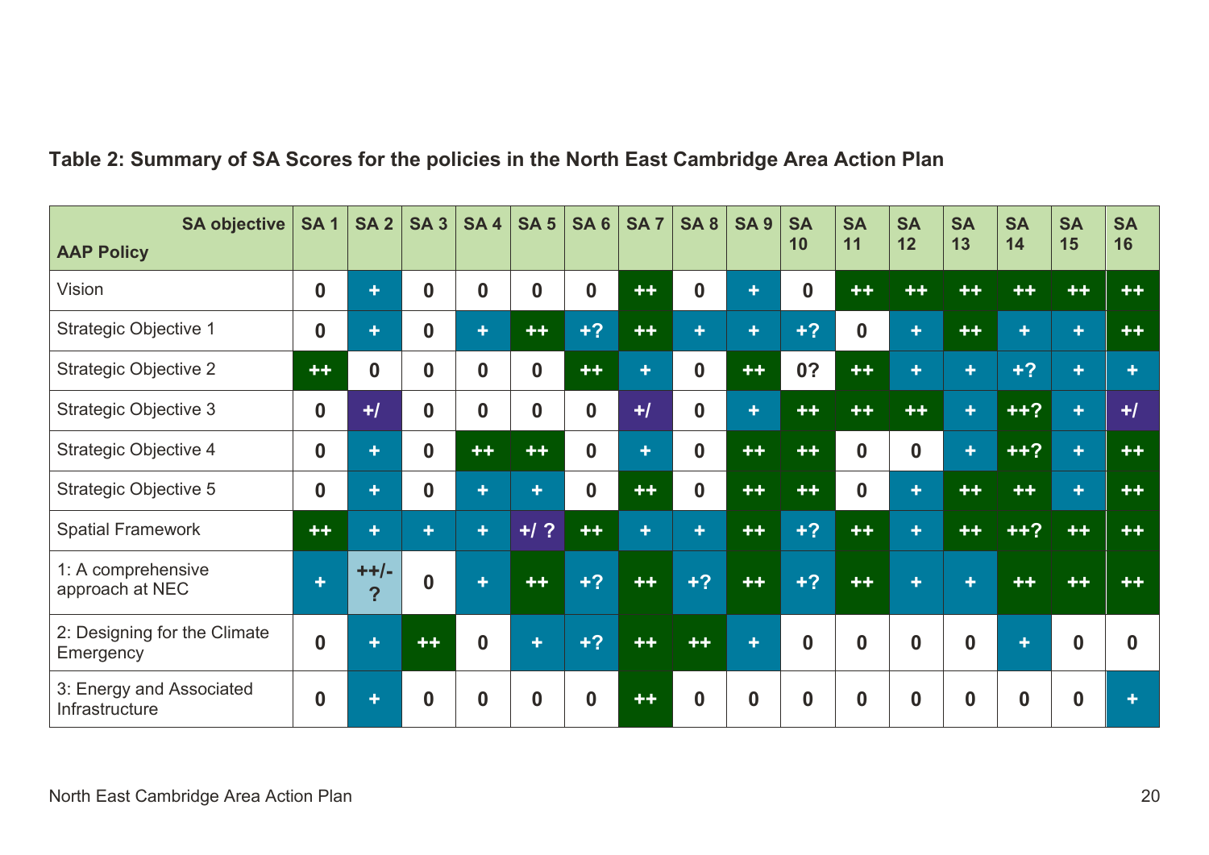**Table 2: Summary of SA Scores for the policies in the North East Cambridge Area Action Plan**

| SA objective / AAP Policy | SA 1 | SA 2 | SA 3 | SA 4 | SA 5 | SA 6 | SA 7 | SA 8 | SA 9 | SA 10 | SA 11 | SA 12 | SA 13 | SA 14 | SA 15 | SA 16 |
|---|---|---|---|---|---|---|---|---|---|---|---|---|---|---|---|---|
| Vision | 0 | + | 0 | 0 | 0 | 0 | ++ | 0 | + | 0 | ++ | ++ | ++ | ++ | ++ | ++ |
| Strategic Objective 1 | 0 | + | 0 | + | ++ | +? | ++ | + | + | +? | 0 | + | ++ | + | + | ++ |
| Strategic Objective 2 | ++ | 0 | 0 | 0 | 0 | ++ | + | 0 | ++ | 0? | ++ | + | + | +? | + | + |
| Strategic Objective 3 | 0 | +/ | 0 | 0 | 0 | 0 | +/ | 0 | + | ++ | ++ | ++ | + | ++? | + | +/ |
| Strategic Objective 4 | 0 | + | 0 | ++ | ++ | 0 | + | 0 | ++ | ++ | 0 | 0 | + | ++? | + | ++ |
| Strategic Objective 5 | 0 | + | 0 | + | + | 0 | ++ | 0 | ++ | ++ | 0 | + | ++ | ++ | + | ++ |
| Spatial Framework | ++ | + | + | + | +/ ? | ++ | + | + | ++ | +? | ++ | + | ++ | ++? | ++ | ++ |
| 1: A comprehensive approach at NEC | + | ++/-? | 0 | + | ++ | +? | ++ | +? | ++ | +? | ++ | + | + | ++ | ++ | ++ |
| 2: Designing for the Climate Emergency | 0 | + | ++ | 0 | + | +? | ++ | ++ | + | 0 | 0 | 0 | 0 | + | 0 | 0 |
| 3: Energy and Associated Infrastructure | 0 | + | 0 | 0 | 0 | 0 | ++ | 0 | 0 | 0 | 0 | 0 | 0 | 0 | 0 | + |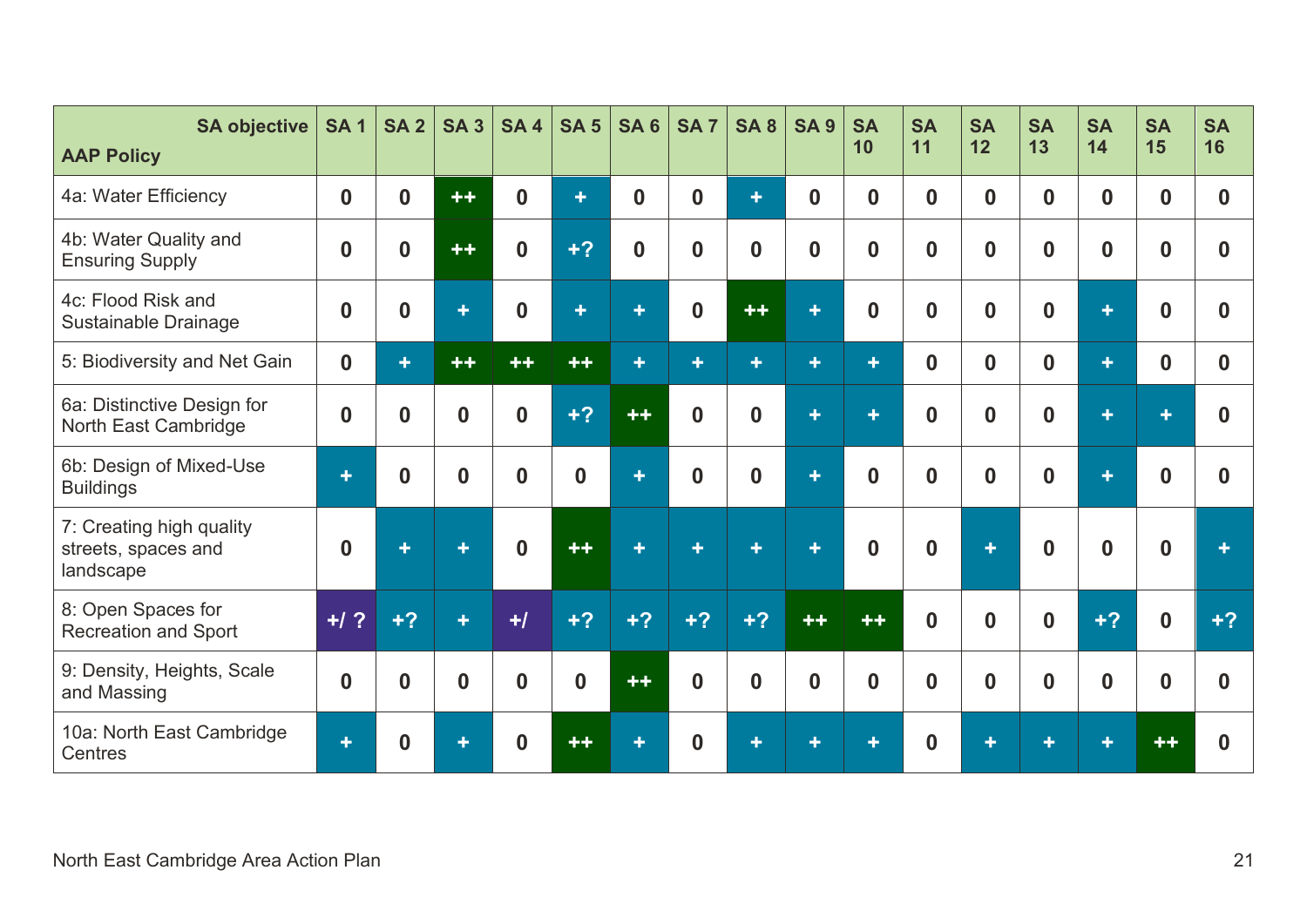| SA objective<br>AAP Policy | SA 1 | SA 2 | SA 3 | SA 4 | SA 5 | SA 6 | SA 7 | SA 8 | SA 9 | SA 10 | SA 11 | SA 12 | SA 13 | SA 14 | SA 15 | SA 16 |
|---|---|---|---|---|---|---|---|---|---|---|---|---|---|---|---|---|
| 4a: Water Efficiency | 0 | 0 | ++ | 0 | + | 0 | 0 | + | 0 | 0 | 0 | 0 | 0 | 0 | 0 | 0 |
| 4b: Water Quality and Ensuring Supply | 0 | 0 | ++ | 0 | +? | 0 | 0 | 0 | 0 | 0 | 0 | 0 | 0 | 0 | 0 | 0 |
| 4c: Flood Risk and Sustainable Drainage | 0 | 0 | + | 0 | + | + | 0 | ++ | + | 0 | 0 | 0 | 0 | + | 0 | 0 |
| 5: Biodiversity and Net Gain | 0 | + | ++ | ++ | ++ | + | + | + | + | + | 0 | 0 | 0 | + | 0 | 0 |
| 6a: Distinctive Design for North East Cambridge | 0 | 0 | 0 | 0 | +? | ++ | 0 | 0 | + | + | 0 | 0 | 0 | + | + | 0 |
| 6b: Design of Mixed-Use Buildings | + | 0 | 0 | 0 | 0 | + | 0 | 0 | + | 0 | 0 | 0 | 0 | + | 0 | 0 |
| 7: Creating high quality streets, spaces and landscape | 0 | + | + | 0 | ++ | + | + | + | + | 0 | 0 | + | 0 | 0 | 0 | + |
| 8: Open Spaces for Recreation and Sport | +/ ? | +? | + | +/ | +? | +? | +? | +? | ++ | ++ | 0 | 0 | 0 | +? | 0 | +? |
| 9: Density, Heights, Scale and Massing | 0 | 0 | 0 | 0 | 0 | ++ | 0 | 0 | 0 | 0 | 0 | 0 | 0 | 0 | 0 | 0 |
| 10a: North East Cambridge Centres | + | 0 | + | 0 | ++ | + | 0 | + | + | + | 0 | + | + | + | ++ | 0 |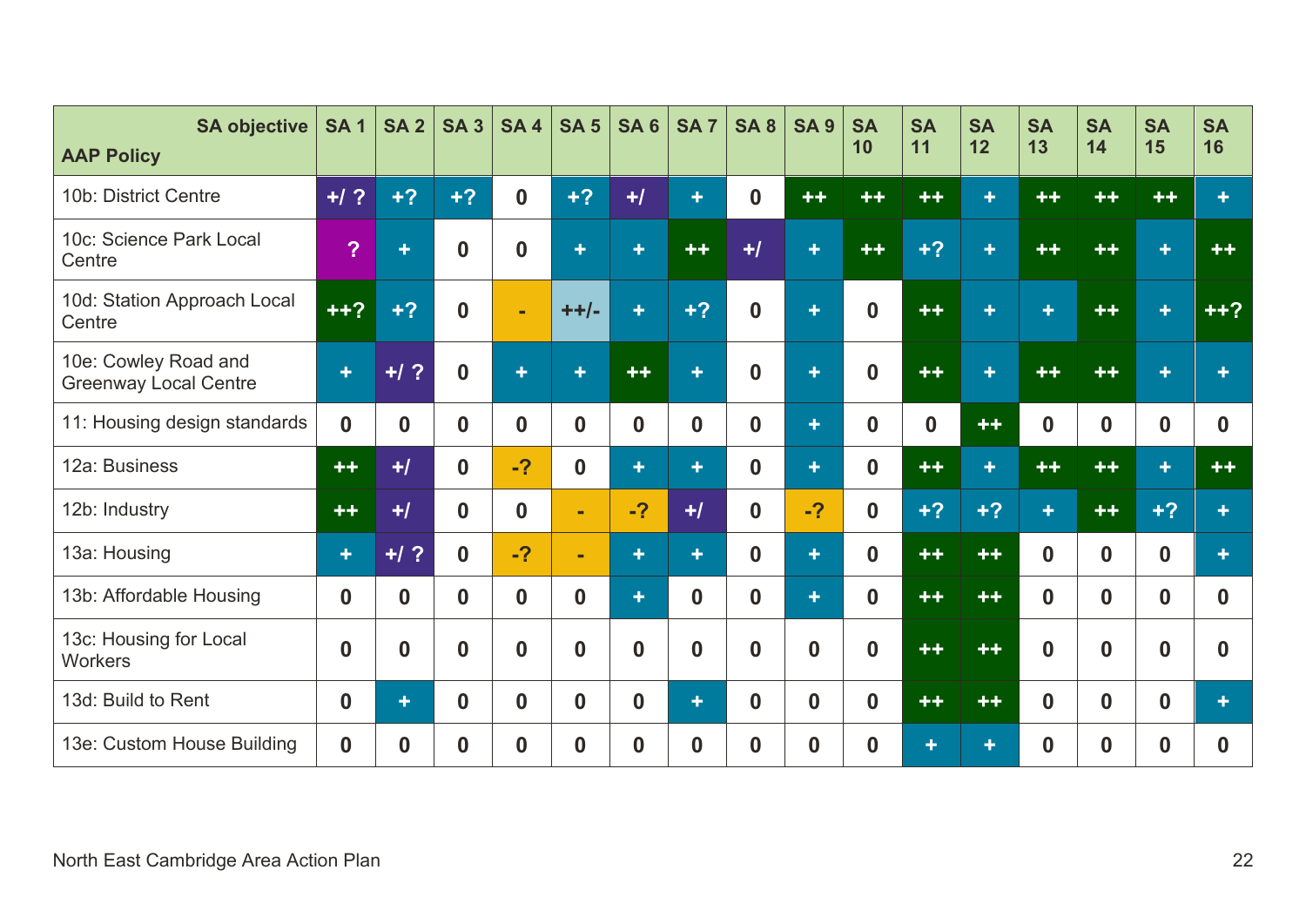| SA objective<br>AAP Policy | SA 1 | SA 2 | SA 3 | SA 4 | SA 5 | SA 6 | SA 7 | SA 8 | SA 9 | SA 10 | SA 11 | SA 12 | SA 13 | SA 14 | SA 15 | SA 16 |
|---|---|---|---|---|---|---|---|---|---|---|---|---|---|---|---|---|
| 10b: District Centre | +/ ? | +? | +? | 0 | +? | +/ | + | 0 | ++ | ++ | ++ | + | ++ | ++ | ++ | + |
| 10c: Science Park Local Centre | ? | + | 0 | 0 | + | + | ++ | +/ | + | ++ | +? | + | ++ | ++ | + | ++ |
| 10d: Station Approach Local Centre | ++? | +? | 0 | - | ++/- | + | +? | 0 | + | 0 | ++ | + | + | ++ | + | ++? |
| 10e: Cowley Road and Greenway Local Centre | + | +/ ? | 0 | + | + | ++ | + | 0 | + | 0 | ++ | + | ++ | ++ | + | + |
| 11: Housing design standards | 0 | 0 | 0 | 0 | 0 | 0 | 0 | 0 | + | 0 | 0 | ++ | 0 | 0 | 0 | 0 |
| 12a: Business | ++ | +/ | 0 | -? | 0 | + | + | 0 | + | 0 | ++ | + | ++ | ++ | + | ++ |
| 12b: Industry | ++ | +/ | 0 | 0 | - | -? | +/ | 0 | -? | 0 | +? | +? | + | ++ | +? | + |
| 13a: Housing | + | +/ ? | 0 | -? | - | + | + | 0 | + | 0 | ++ | ++ | 0 | 0 | 0 | + |
| 13b: Affordable Housing | 0 | 0 | 0 | 0 | 0 | + | 0 | 0 | + | 0 | ++ | ++ | 0 | 0 | 0 | 0 |
| 13c: Housing for Local Workers | 0 | 0 | 0 | 0 | 0 | 0 | 0 | 0 | 0 | 0 | ++ | ++ | 0 | 0 | 0 | 0 |
| 13d: Build to Rent | 0 | + | 0 | 0 | 0 | 0 | + | 0 | 0 | 0 | ++ | ++ | 0 | 0 | 0 | + |
| 13e: Custom House Building | 0 | 0 | 0 | 0 | 0 | 0 | 0 | 0 | 0 | 0 | + | + | 0 | 0 | 0 | 0 |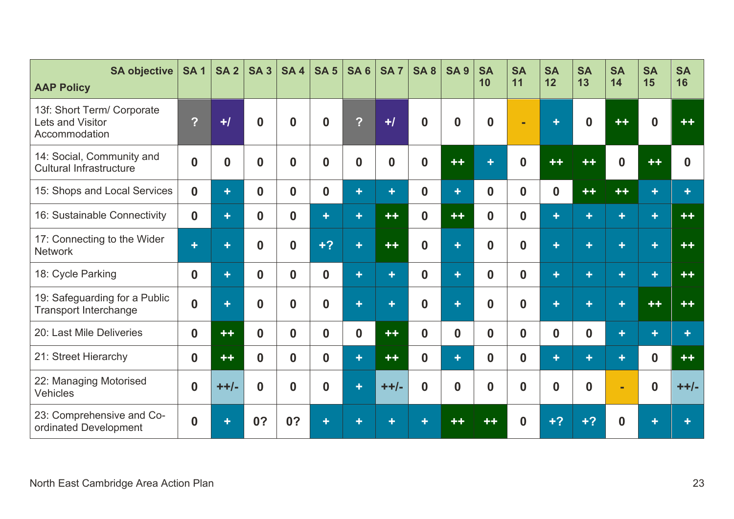| SA objective<br>AAP Policy | SA 1 | SA 2 | SA 3 | SA 4 | SA 5 | SA 6 | SA 7 | SA 8 | SA 9 | SA 10 | SA 11 | SA 12 | SA 13 | SA 14 | SA 15 | SA 16 |
|---|---|---|---|---|---|---|---|---|---|---|---|---|---|---|---|---|
| 13f: Short Term/ Corporate Lets and Visitor Accommodation | ? | +/ | 0 | 0 | 0 | ? | +/ | 0 | 0 | 0 | - | + | 0 | ++ | 0 | ++ |
| 14: Social, Community and Cultural Infrastructure | 0 | 0 | 0 | 0 | 0 | 0 | 0 | 0 | ++ | + | 0 | ++ | ++ | 0 | ++ | 0 |
| 15: Shops and Local Services | 0 | + | 0 | 0 | 0 | + | + | 0 | + | 0 | 0 | 0 | ++ | ++ | + | + |
| 16: Sustainable Connectivity | 0 | + | 0 | 0 | + | + | ++ | 0 | ++ | 0 | 0 | + | + | + | + | ++ |
| 17: Connecting to the Wider Network | + | + | 0 | 0 | +? | + | ++ | 0 | + | 0 | 0 | + | + | + | + | ++ |
| 18: Cycle Parking | 0 | + | 0 | 0 | 0 | + | + | 0 | + | 0 | 0 | + | + | + | + | ++ |
| 19: Safeguarding for a Public Transport Interchange | 0 | + | 0 | 0 | 0 | + | + | 0 | + | 0 | 0 | + | + | + | ++ | ++ |
| 20: Last Mile Deliveries | 0 | ++ | 0 | 0 | 0 | 0 | ++ | 0 | 0 | 0 | 0 | 0 | 0 | + | + | + |
| 21: Street Hierarchy | 0 | ++ | 0 | 0 | 0 | + | ++ | 0 | + | 0 | 0 | + | + | + | 0 | ++ |
| 22: Managing Motorised Vehicles | 0 | ++/- | 0 | 0 | 0 | + | ++/- | 0 | 0 | 0 | 0 | 0 | 0 | - | 0 | ++/- |
| 23: Comprehensive and Co-ordinated Development | 0 | + | 0? | 0? | + | + | + | + | ++ | ++ | 0 | +? | +? | 0 | + | + |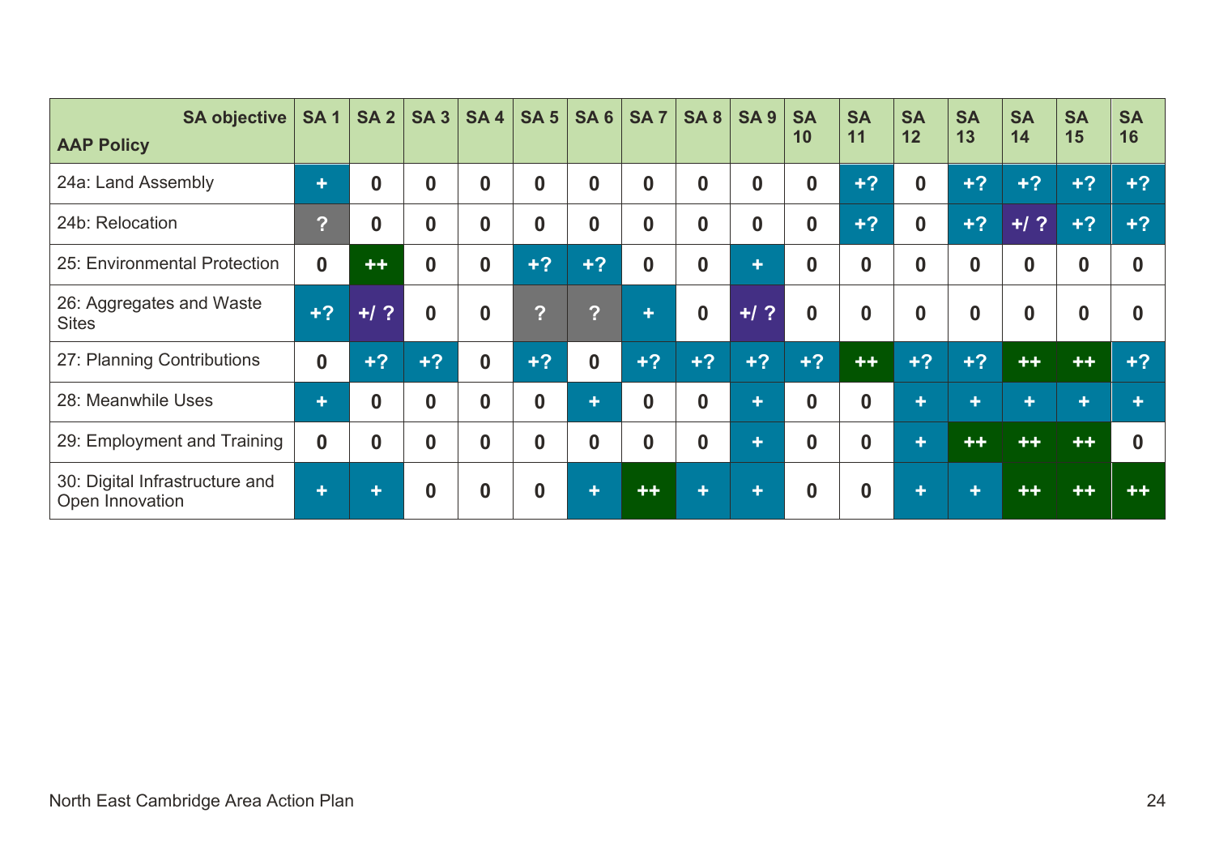| SA objective<br>AAP Policy | SA 1 | SA 2 | SA 3 | SA 4 | SA 5 | SA 6 | SA 7 | SA 8 | SA 9 | SA 10 | SA 11 | SA 12 | SA 13 | SA 14 | SA 15 | SA 16 |
|---|---|---|---|---|---|---|---|---|---|---|---|---|---|---|---|---|
| 24a: Land Assembly | + | 0 | 0 | 0 | 0 | 0 | 0 | 0 | 0 | 0 | +? | 0 | +? | +? | +? | +? |
| 24b: Relocation | ? | 0 | 0 | 0 | 0 | 0 | 0 | 0 | 0 | 0 | +? | 0 | +? | +/ ? | +? | +? |
| 25: Environmental Protection | 0 | ++ | 0 | 0 | +? | +? | 0 | 0 | + | 0 | 0 | 0 | 0 | 0 | 0 | 0 |
| 26: Aggregates and Waste Sites | +? | +/ ? | 0 | 0 | ? | ? | + | 0 | +/ ? | 0 | 0 | 0 | 0 | 0 | 0 | 0 |
| 27: Planning Contributions | 0 | +? | +? | 0 | +? | 0 | +? | +? | +? | +? | ++ | +? | +? | ++ | ++ | +? |
| 28: Meanwhile Uses | + | 0 | 0 | 0 | 0 | + | 0 | 0 | + | 0 | 0 | + | + | + | + | + |
| 29: Employment and Training | 0 | 0 | 0 | 0 | 0 | 0 | 0 | 0 | + | 0 | 0 | + | ++ | ++ | ++ | 0 |
| 30: Digital Infrastructure and Open Innovation | + | + | 0 | 0 | 0 | + | ++ | + | + | 0 | 0 | + | + | ++ | ++ | ++ |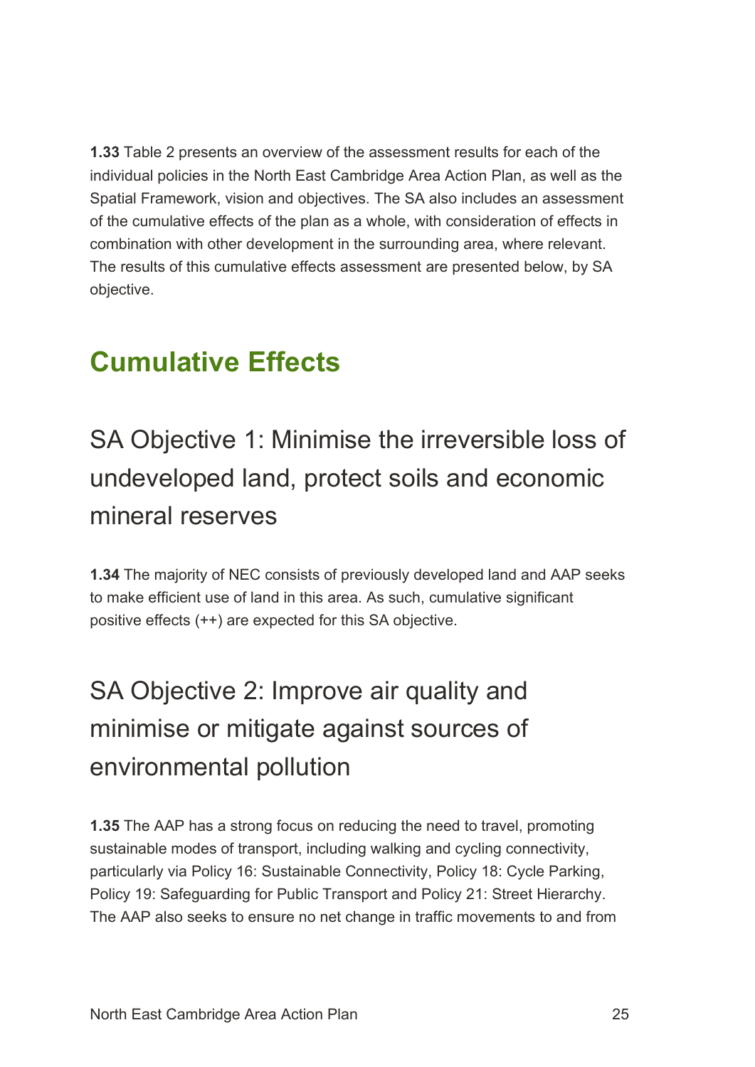**1.33** Table 2 presents an overview of the assessment results for each of the individual policies in the North East Cambridge Area Action Plan, as well as the Spatial Framework, vision and objectives. The SA also includes an assessment of the cumulative effects of the plan as a whole, with consideration of effects in combination with other development in the surrounding area, where relevant. The results of this cumulative effects assessment are presented below, by SA objective.

## Cumulative Effects

### SA Objective 1: Minimise the irreversible loss of undeveloped land, protect soils and economic mineral reserves

**1.34** The majority of NEC consists of previously developed land and AAP seeks to make efficient use of land in this area. As such, cumulative significant positive effects (++) are expected for this SA objective.

### SA Objective 2: Improve air quality and minimise or mitigate against sources of environmental pollution

**1.35** The AAP has a strong focus on reducing the need to travel, promoting sustainable modes of transport, including walking and cycling connectivity, particularly via Policy 16: Sustainable Connectivity, Policy 18: Cycle Parking, Policy 19: Safeguarding for Public Transport and Policy 21: Street Hierarchy. The AAP also seeks to ensure no net change in traffic movements to and from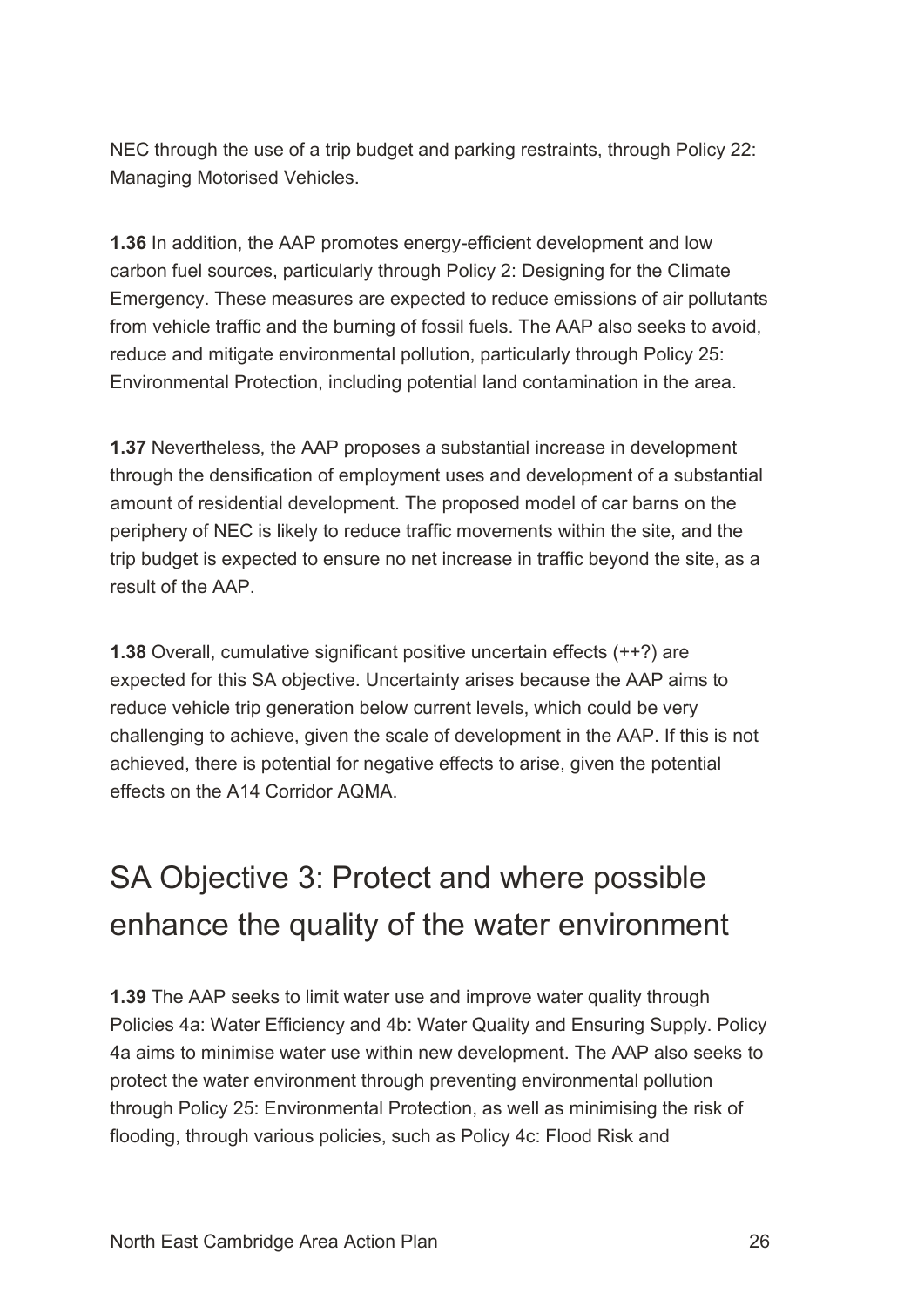NEC through the use of a trip budget and parking restraints, through Policy 22: Managing Motorised Vehicles.

**1.36** In addition, the AAP promotes energy-efficient development and low carbon fuel sources, particularly through Policy 2: Designing for the Climate Emergency. These measures are expected to reduce emissions of air pollutants from vehicle traffic and the burning of fossil fuels. The AAP also seeks to avoid, reduce and mitigate environmental pollution, particularly through Policy 25: Environmental Protection, including potential land contamination in the area.

**1.37** Nevertheless, the AAP proposes a substantial increase in development through the densification of employment uses and development of a substantial amount of residential development. The proposed model of car barns on the periphery of NEC is likely to reduce traffic movements within the site, and the trip budget is expected to ensure no net increase in traffic beyond the site, as a result of the AAP.

**1.38** Overall, cumulative significant positive uncertain effects (++?) are expected for this SA objective. Uncertainty arises because the AAP aims to reduce vehicle trip generation below current levels, which could be very challenging to achieve, given the scale of development in the AAP. If this is not achieved, there is potential for negative effects to arise, given the potential effects on the A14 Corridor AQMA.

## SA Objective 3: Protect and where possible enhance the quality of the water environment

**1.39** The AAP seeks to limit water use and improve water quality through Policies 4a: Water Efficiency and 4b: Water Quality and Ensuring Supply. Policy 4a aims to minimise water use within new development. The AAP also seeks to protect the water environment through preventing environmental pollution through Policy 25: Environmental Protection, as well as minimising the risk of flooding, through various policies, such as Policy 4c: Flood Risk and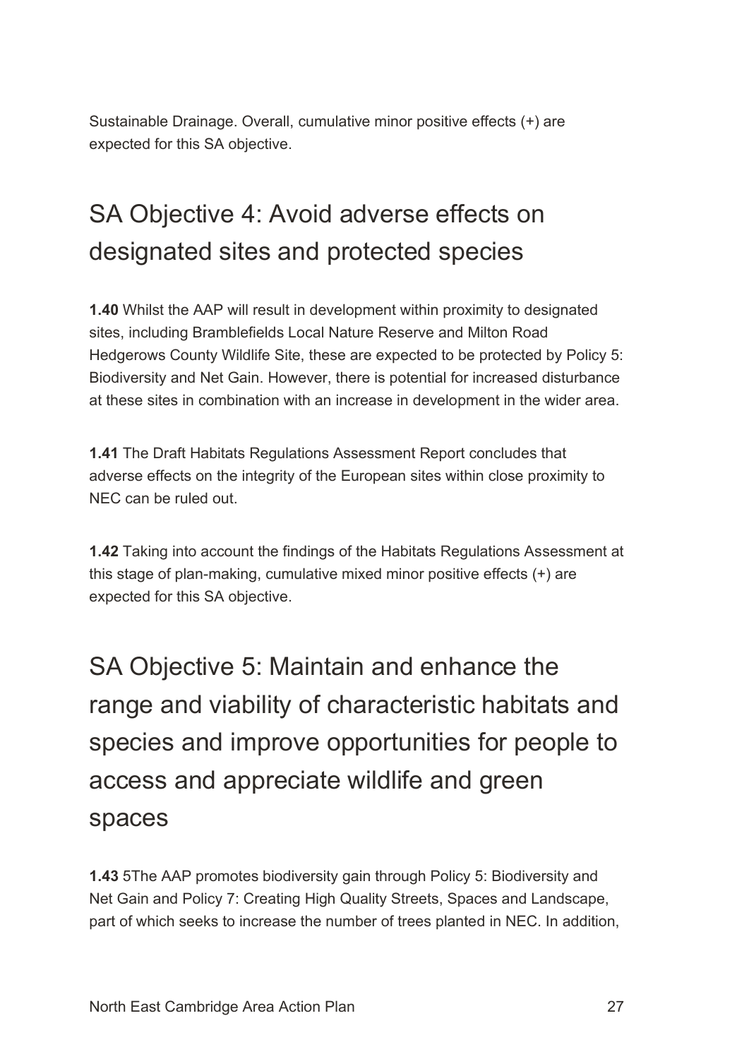Sustainable Drainage. Overall, cumulative minor positive effects (+) are expected for this SA objective.

## SA Objective 4: Avoid adverse effects on designated sites and protected species

**1.40** Whilst the AAP will result in development within proximity to designated sites, including Bramblefields Local Nature Reserve and Milton Road Hedgerows County Wildlife Site, these are expected to be protected by Policy 5: Biodiversity and Net Gain. However, there is potential for increased disturbance at these sites in combination with an increase in development in the wider area.

**1.41** The Draft Habitats Regulations Assessment Report concludes that adverse effects on the integrity of the European sites within close proximity to NEC can be ruled out.

**1.42** Taking into account the findings of the Habitats Regulations Assessment at this stage of plan-making, cumulative mixed minor positive effects (+) are expected for this SA objective.

## SA Objective 5: Maintain and enhance the range and viability of characteristic habitats and species and improve opportunities for people to access and appreciate wildlife and green spaces

**1.43** 5The AAP promotes biodiversity gain through Policy 5: Biodiversity and Net Gain and Policy 7: Creating High Quality Streets, Spaces and Landscape, part of which seeks to increase the number of trees planted in NEC. In addition,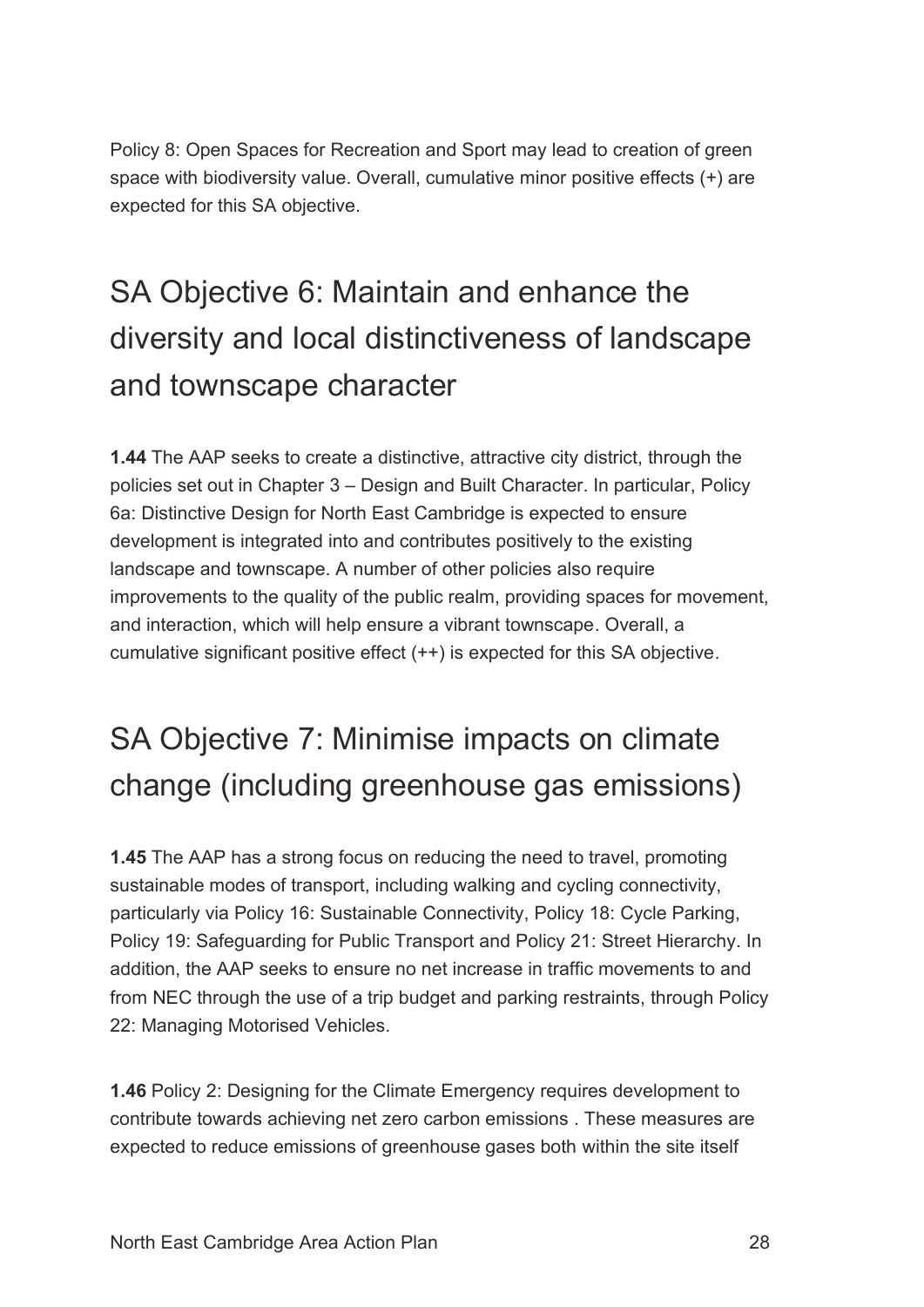Policy 8: Open Spaces for Recreation and Sport may lead to creation of green space with biodiversity value. Overall, cumulative minor positive effects (+) are expected for this SA objective.

## SA Objective 6: Maintain and enhance the diversity and local distinctiveness of landscape and townscape character

**1.44** The AAP seeks to create a distinctive, attractive city district, through the policies set out in Chapter 3 – Design and Built Character. In particular, Policy 6a: Distinctive Design for North East Cambridge is expected to ensure development is integrated into and contributes positively to the existing landscape and townscape. A number of other policies also require improvements to the quality of the public realm, providing spaces for movement, and interaction, which will help ensure a vibrant townscape. Overall, a cumulative significant positive effect (++) is expected for this SA objective.

## SA Objective 7: Minimise impacts on climate change (including greenhouse gas emissions)

**1.45** The AAP has a strong focus on reducing the need to travel, promoting sustainable modes of transport, including walking and cycling connectivity, particularly via Policy 16: Sustainable Connectivity, Policy 18: Cycle Parking, Policy 19: Safeguarding for Public Transport and Policy 21: Street Hierarchy. In addition, the AAP seeks to ensure no net increase in traffic movements to and from NEC through the use of a trip budget and parking restraints, through Policy 22: Managing Motorised Vehicles.

**1.46** Policy 2: Designing for the Climate Emergency requires development to contribute towards achieving net zero carbon emissions . These measures are expected to reduce emissions of greenhouse gases both within the site itself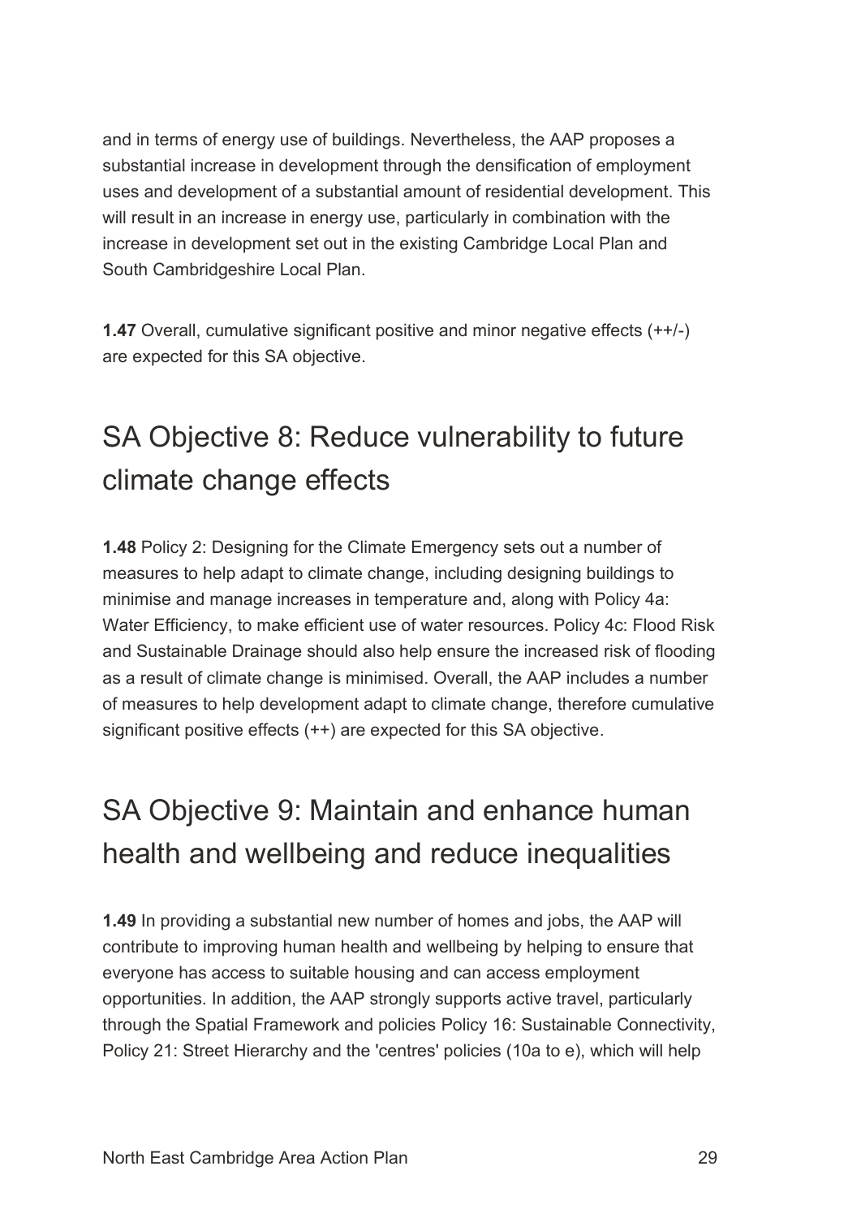and in terms of energy use of buildings. Nevertheless, the AAP proposes a substantial increase in development through the densification of employment uses and development of a substantial amount of residential development. This will result in an increase in energy use, particularly in combination with the increase in development set out in the existing Cambridge Local Plan and South Cambridgeshire Local Plan.

**1.47** Overall, cumulative significant positive and minor negative effects (++/-) are expected for this SA objective.

## SA Objective 8: Reduce vulnerability to future climate change effects

**1.48** Policy 2: Designing for the Climate Emergency sets out a number of measures to help adapt to climate change, including designing buildings to minimise and manage increases in temperature and, along with Policy 4a: Water Efficiency, to make efficient use of water resources. Policy 4c: Flood Risk and Sustainable Drainage should also help ensure the increased risk of flooding as a result of climate change is minimised. Overall, the AAP includes a number of measures to help development adapt to climate change, therefore cumulative significant positive effects (++) are expected for this SA objective.

## SA Objective 9: Maintain and enhance human health and wellbeing and reduce inequalities

**1.49** In providing a substantial new number of homes and jobs, the AAP will contribute to improving human health and wellbeing by helping to ensure that everyone has access to suitable housing and can access employment opportunities. In addition, the AAP strongly supports active travel, particularly through the Spatial Framework and policies Policy 16: Sustainable Connectivity, Policy 21: Street Hierarchy and the 'centres' policies (10a to e), which will help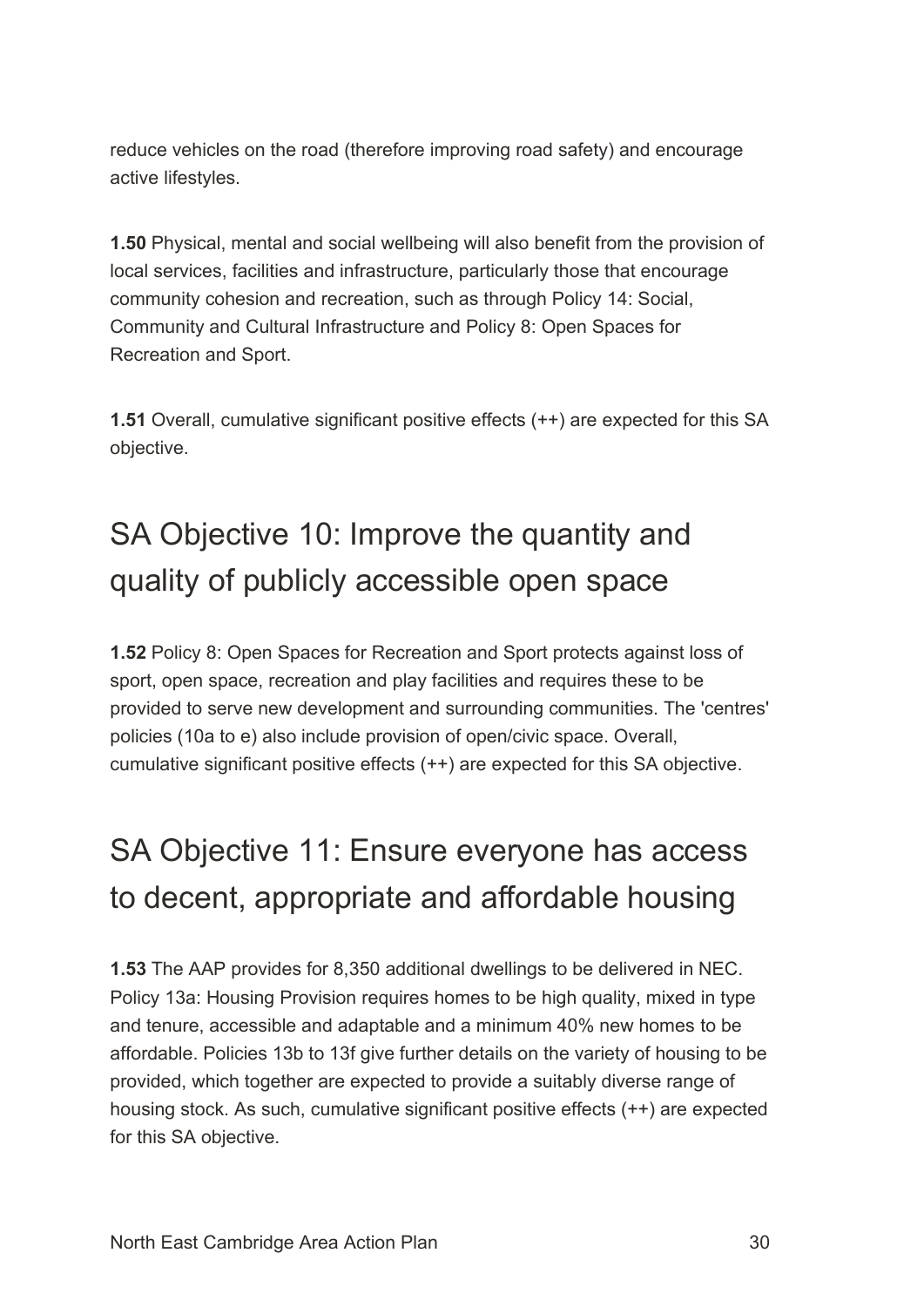reduce vehicles on the road (therefore improving road safety) and encourage active lifestyles.

**1.50** Physical, mental and social wellbeing will also benefit from the provision of local services, facilities and infrastructure, particularly those that encourage community cohesion and recreation, such as through Policy 14: Social, Community and Cultural Infrastructure and Policy 8: Open Spaces for Recreation and Sport.

**1.51** Overall, cumulative significant positive effects (++) are expected for this SA objective.

## SA Objective 10: Improve the quantity and quality of publicly accessible open space

**1.52** Policy 8: Open Spaces for Recreation and Sport protects against loss of sport, open space, recreation and play facilities and requires these to be provided to serve new development and surrounding communities. The 'centres' policies (10a to e) also include provision of open/civic space. Overall, cumulative significant positive effects (++) are expected for this SA objective.

## SA Objective 11: Ensure everyone has access to decent, appropriate and affordable housing

**1.53** The AAP provides for 8,350 additional dwellings to be delivered in NEC. Policy 13a: Housing Provision requires homes to be high quality, mixed in type and tenure, accessible and adaptable and a minimum 40% new homes to be affordable. Policies 13b to 13f give further details on the variety of housing to be provided, which together are expected to provide a suitably diverse range of housing stock. As such, cumulative significant positive effects (++) are expected for this SA objective.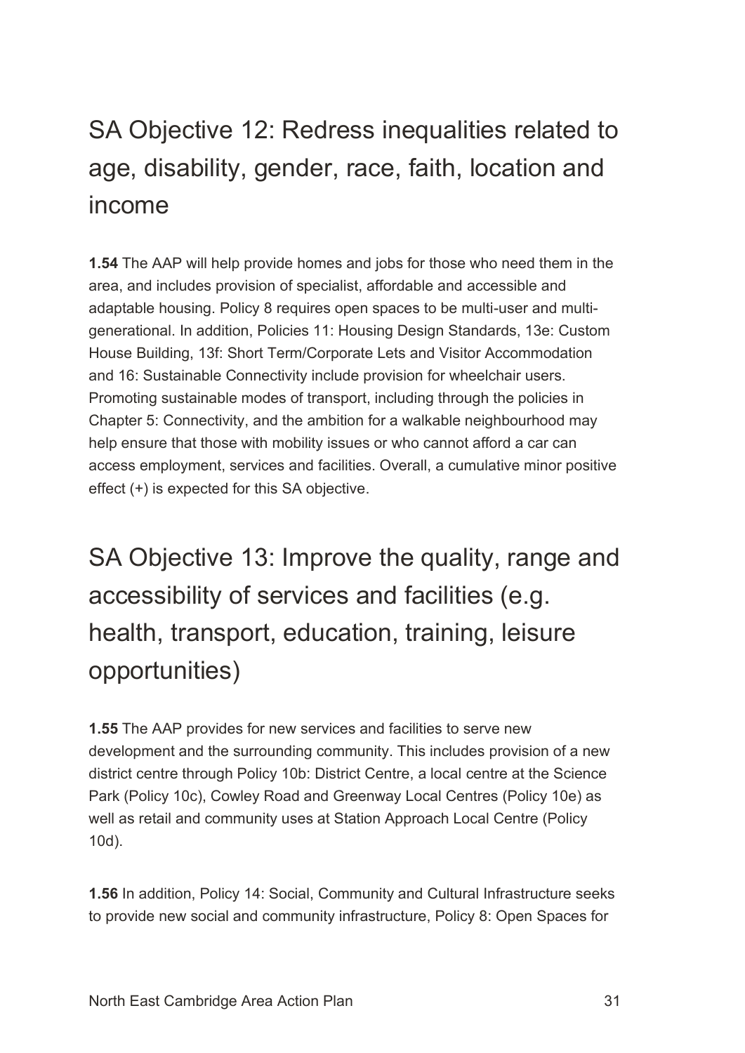## SA Objective 12: Redress inequalities related to age, disability, gender, race, faith, location and income

**1.54** The AAP will help provide homes and jobs for those who need them in the area, and includes provision of specialist, affordable and accessible and adaptable housing. Policy 8 requires open spaces to be multi-user and multi-generational. In addition, Policies 11: Housing Design Standards, 13e: Custom House Building, 13f: Short Term/Corporate Lets and Visitor Accommodation and 16: Sustainable Connectivity include provision for wheelchair users. Promoting sustainable modes of transport, including through the policies in Chapter 5: Connectivity, and the ambition for a walkable neighbourhood may help ensure that those with mobility issues or who cannot afford a car can access employment, services and facilities. Overall, a cumulative minor positive effect (+) is expected for this SA objective.

## SA Objective 13: Improve the quality, range and accessibility of services and facilities (e.g. health, transport, education, training, leisure opportunities)

**1.55** The AAP provides for new services and facilities to serve new development and the surrounding community. This includes provision of a new district centre through Policy 10b: District Centre, a local centre at the Science Park (Policy 10c), Cowley Road and Greenway Local Centres (Policy 10e) as well as retail and community uses at Station Approach Local Centre (Policy 10d).

**1.56** In addition, Policy 14: Social, Community and Cultural Infrastructure seeks to provide new social and community infrastructure, Policy 8: Open Spaces for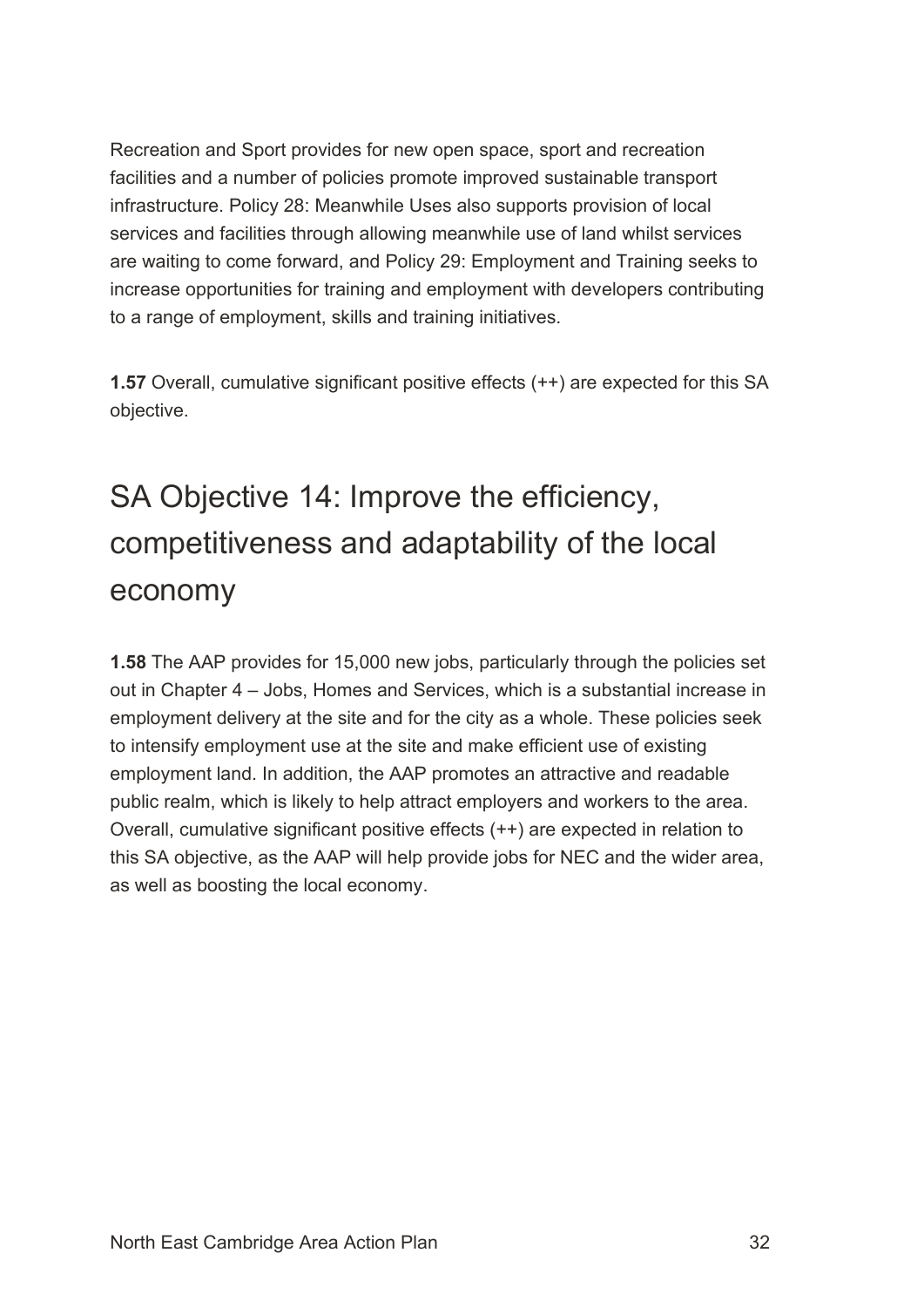Recreation and Sport provides for new open space, sport and recreation facilities and a number of policies promote improved sustainable transport infrastructure. Policy 28: Meanwhile Uses also supports provision of local services and facilities through allowing meanwhile use of land whilst services are waiting to come forward, and Policy 29: Employment and Training seeks to increase opportunities for training and employment with developers contributing to a range of employment, skills and training initiatives.

**1.57** Overall, cumulative significant positive effects (++) are expected for this SA objective.

## SA Objective 14: Improve the efficiency, competitiveness and adaptability of the local economy

**1.58** The AAP provides for 15,000 new jobs, particularly through the policies set out in Chapter 4 – Jobs, Homes and Services, which is a substantial increase in employment delivery at the site and for the city as a whole. These policies seek to intensify employment use at the site and make efficient use of existing employment land. In addition, the AAP promotes an attractive and readable public realm, which is likely to help attract employers and workers to the area. Overall, cumulative significant positive effects (++) are expected in relation to this SA objective, as the AAP will help provide jobs for NEC and the wider area, as well as boosting the local economy.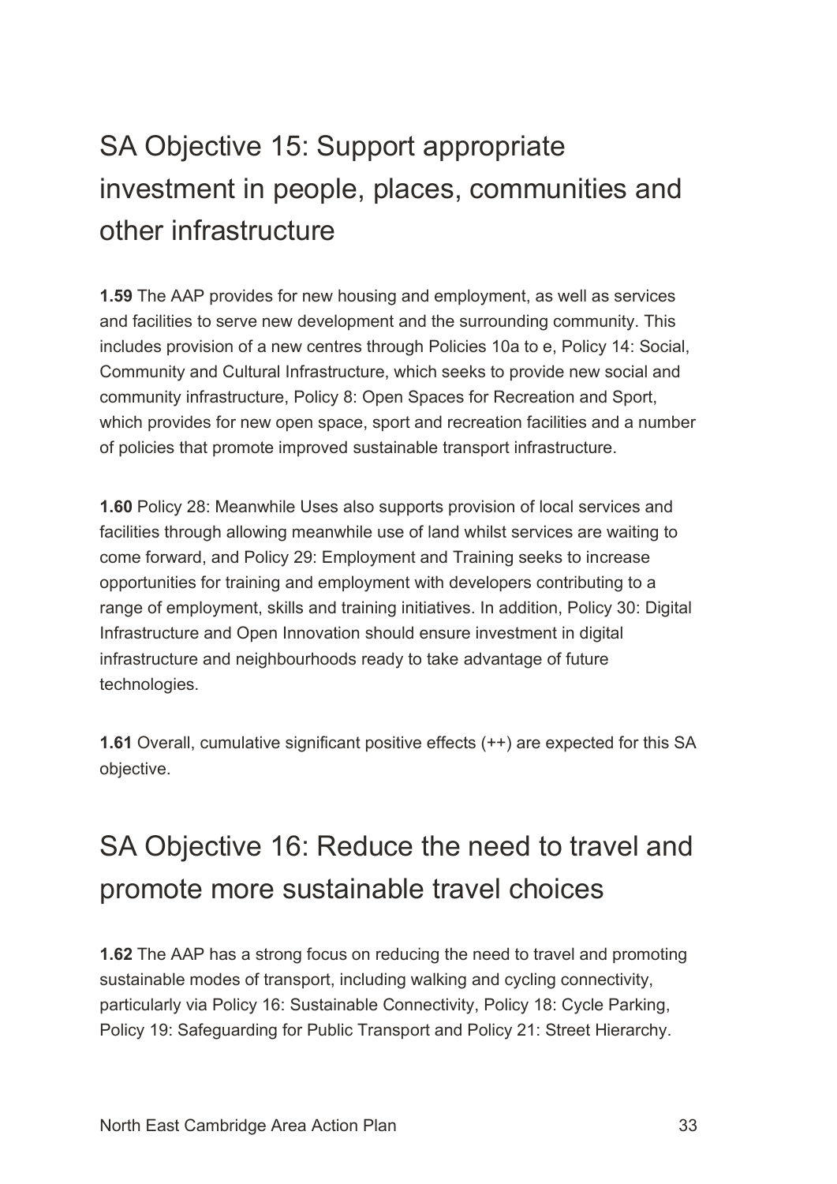## SA Objective 15: Support appropriate investment in people, places, communities and other infrastructure

**1.59** The AAP provides for new housing and employment, as well as services and facilities to serve new development and the surrounding community. This includes provision of a new centres through Policies 10a to e, Policy 14: Social, Community and Cultural Infrastructure, which seeks to provide new social and community infrastructure, Policy 8: Open Spaces for Recreation and Sport, which provides for new open space, sport and recreation facilities and a number of policies that promote improved sustainable transport infrastructure.

**1.60** Policy 28: Meanwhile Uses also supports provision of local services and facilities through allowing meanwhile use of land whilst services are waiting to come forward, and Policy 29: Employment and Training seeks to increase opportunities for training and employment with developers contributing to a range of employment, skills and training initiatives. In addition, Policy 30: Digital Infrastructure and Open Innovation should ensure investment in digital infrastructure and neighbourhoods ready to take advantage of future technologies.

**1.61** Overall, cumulative significant positive effects (++) are expected for this SA objective.

## SA Objective 16: Reduce the need to travel and promote more sustainable travel choices

**1.62** The AAP has a strong focus on reducing the need to travel and promoting sustainable modes of transport, including walking and cycling connectivity, particularly via Policy 16: Sustainable Connectivity, Policy 18: Cycle Parking, Policy 19: Safeguarding for Public Transport and Policy 21: Street Hierarchy.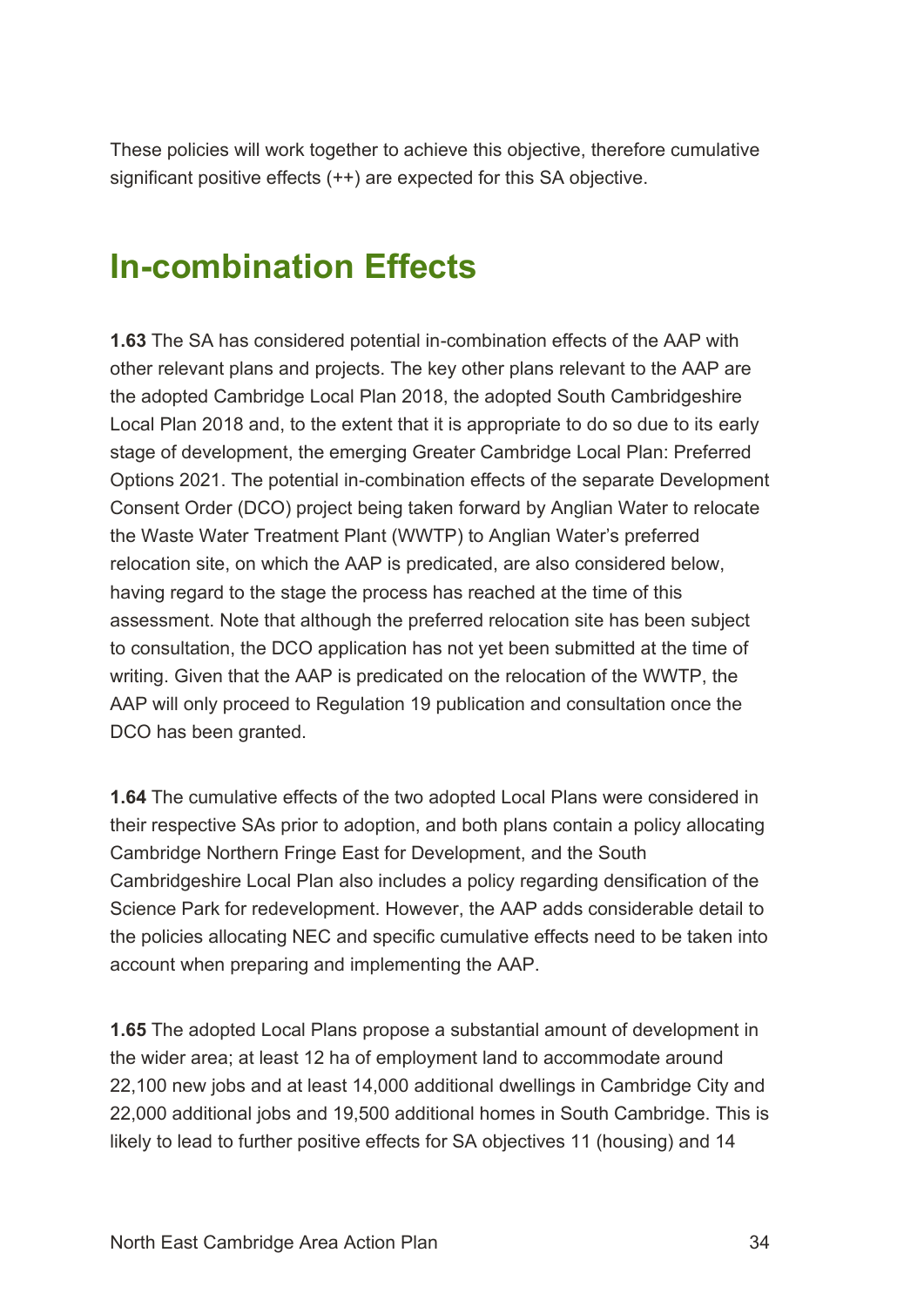These policies will work together to achieve this objective, therefore cumulative significant positive effects (++) are expected for this SA objective.

## In-combination Effects

**1.63** The SA has considered potential in-combination effects of the AAP with other relevant plans and projects. The key other plans relevant to the AAP are the adopted Cambridge Local Plan 2018, the adopted South Cambridgeshire Local Plan 2018 and, to the extent that it is appropriate to do so due to its early stage of development, the emerging Greater Cambridge Local Plan: Preferred Options 2021. The potential in-combination effects of the separate Development Consent Order (DCO) project being taken forward by Anglian Water to relocate the Waste Water Treatment Plant (WWTP) to Anglian Water's preferred relocation site, on which the AAP is predicated, are also considered below, having regard to the stage the process has reached at the time of this assessment. Note that although the preferred relocation site has been subject to consultation, the DCO application has not yet been submitted at the time of writing. Given that the AAP is predicated on the relocation of the WWTP, the AAP will only proceed to Regulation 19 publication and consultation once the DCO has been granted.

**1.64** The cumulative effects of the two adopted Local Plans were considered in their respective SAs prior to adoption, and both plans contain a policy allocating Cambridge Northern Fringe East for Development, and the South Cambridgeshire Local Plan also includes a policy regarding densification of the Science Park for redevelopment. However, the AAP adds considerable detail to the policies allocating NEC and specific cumulative effects need to be taken into account when preparing and implementing the AAP.

**1.65** The adopted Local Plans propose a substantial amount of development in the wider area; at least 12 ha of employment land to accommodate around 22,100 new jobs and at least 14,000 additional dwellings in Cambridge City and 22,000 additional jobs and 19,500 additional homes in South Cambridge. This is likely to lead to further positive effects for SA objectives 11 (housing) and 14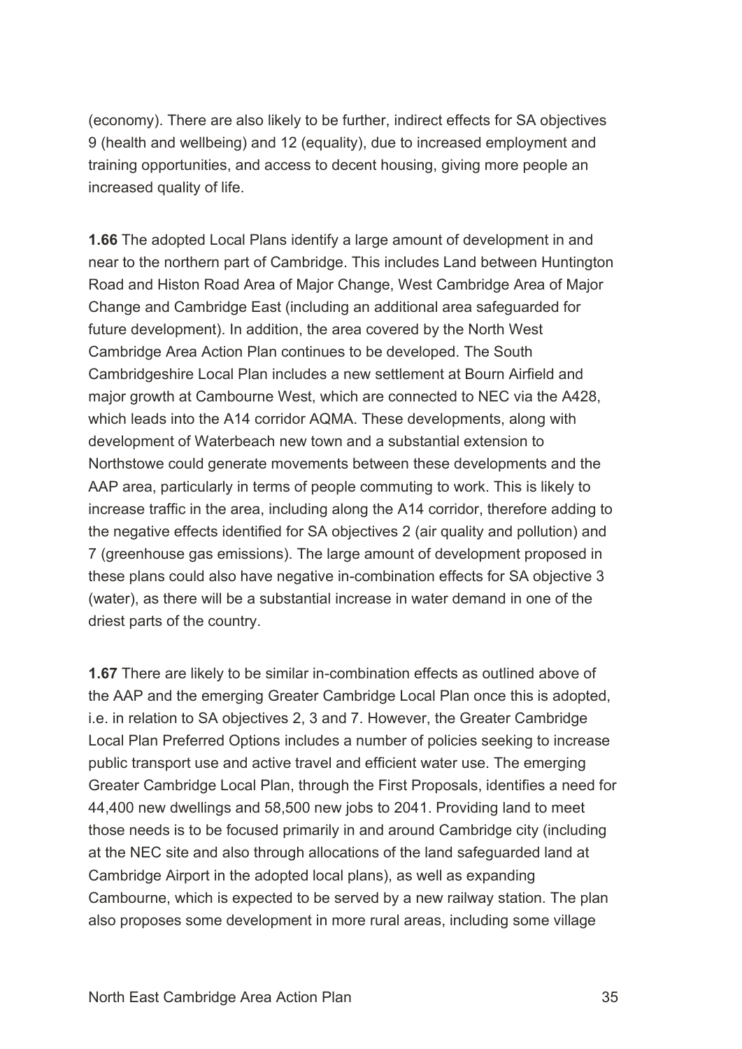(economy). There are also likely to be further, indirect effects for SA objectives 9 (health and wellbeing) and 12 (equality), due to increased employment and training opportunities, and access to decent housing, giving more people an increased quality of life.

**1.66** The adopted Local Plans identify a large amount of development in and near to the northern part of Cambridge. This includes Land between Huntington Road and Histon Road Area of Major Change, West Cambridge Area of Major Change and Cambridge East (including an additional area safeguarded for future development). In addition, the area covered by the North West Cambridge Area Action Plan continues to be developed. The South Cambridgeshire Local Plan includes a new settlement at Bourn Airfield and major growth at Cambourne West, which are connected to NEC via the A428, which leads into the A14 corridor AQMA. These developments, along with development of Waterbeach new town and a substantial extension to Northstowe could generate movements between these developments and the AAP area, particularly in terms of people commuting to work. This is likely to increase traffic in the area, including along the A14 corridor, therefore adding to the negative effects identified for SA objectives 2 (air quality and pollution) and 7 (greenhouse gas emissions). The large amount of development proposed in these plans could also have negative in-combination effects for SA objective 3 (water), as there will be a substantial increase in water demand in one of the driest parts of the country.

**1.67** There are likely to be similar in-combination effects as outlined above of the AAP and the emerging Greater Cambridge Local Plan once this is adopted, i.e. in relation to SA objectives 2, 3 and 7. However, the Greater Cambridge Local Plan Preferred Options includes a number of policies seeking to increase public transport use and active travel and efficient water use. The emerging Greater Cambridge Local Plan, through the First Proposals, identifies a need for 44,400 new dwellings and 58,500 new jobs to 2041. Providing land to meet those needs is to be focused primarily in and around Cambridge city (including at the NEC site and also through allocations of the land safeguarded land at Cambridge Airport in the adopted local plans), as well as expanding Cambourne, which is expected to be served by a new railway station. The plan also proposes some development in more rural areas, including some village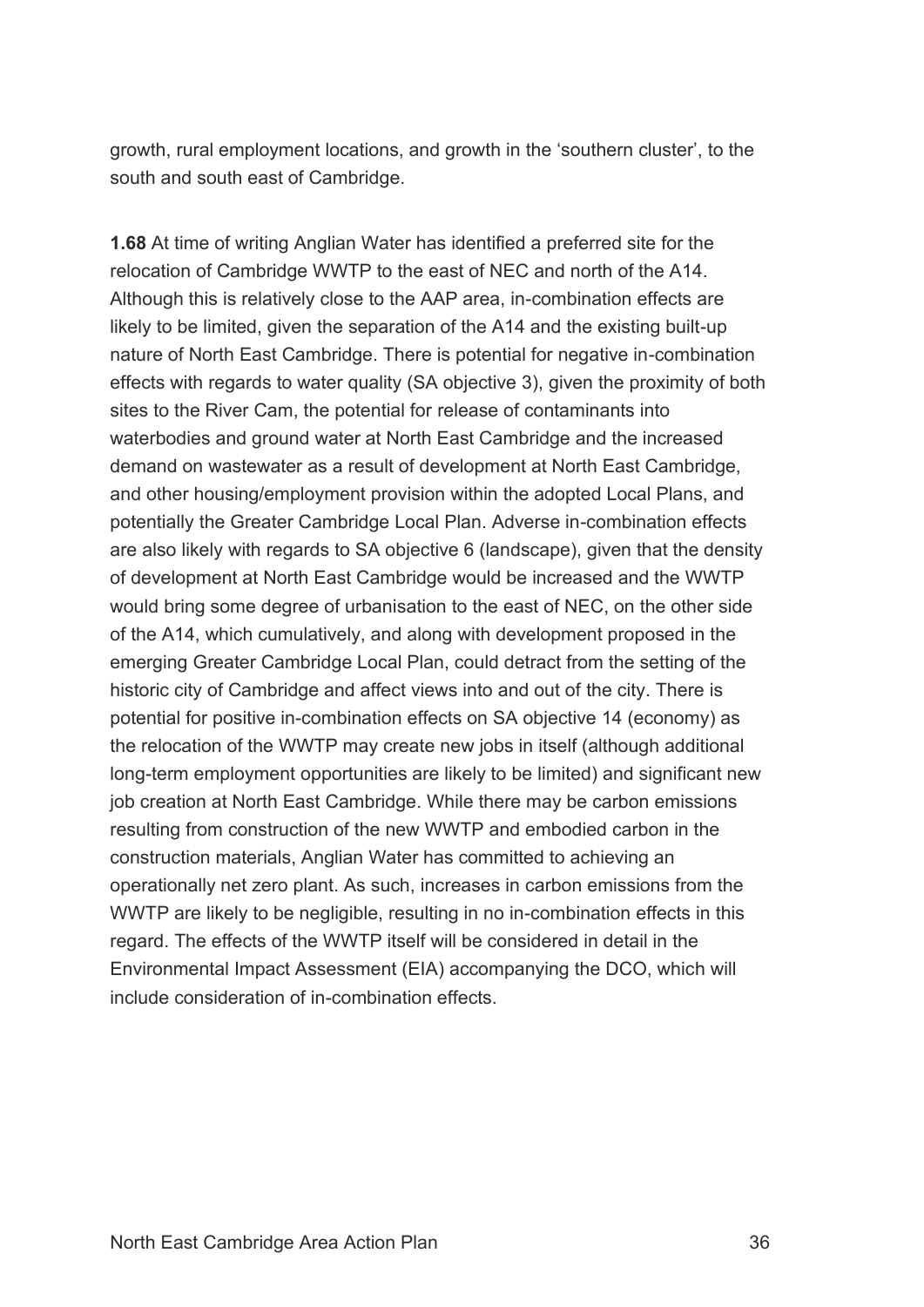growth, rural employment locations, and growth in the 'southern cluster', to the south and south east of Cambridge.

**1.68** At time of writing Anglian Water has identified a preferred site for the relocation of Cambridge WWTP to the east of NEC and north of the A14. Although this is relatively close to the AAP area, in-combination effects are likely to be limited, given the separation of the A14 and the existing built-up nature of North East Cambridge. There is potential for negative in-combination effects with regards to water quality (SA objective 3), given the proximity of both sites to the River Cam, the potential for release of contaminants into waterbodies and ground water at North East Cambridge and the increased demand on wastewater as a result of development at North East Cambridge, and other housing/employment provision within the adopted Local Plans, and potentially the Greater Cambridge Local Plan. Adverse in-combination effects are also likely with regards to SA objective 6 (landscape), given that the density of development at North East Cambridge would be increased and the WWTP would bring some degree of urbanisation to the east of NEC, on the other side of the A14, which cumulatively, and along with development proposed in the emerging Greater Cambridge Local Plan, could detract from the setting of the historic city of Cambridge and affect views into and out of the city. There is potential for positive in-combination effects on SA objective 14 (economy) as the relocation of the WWTP may create new jobs in itself (although additional long-term employment opportunities are likely to be limited) and significant new job creation at North East Cambridge. While there may be carbon emissions resulting from construction of the new WWTP and embodied carbon in the construction materials, Anglian Water has committed to achieving an operationally net zero plant. As such, increases in carbon emissions from the WWTP are likely to be negligible, resulting in no in-combination effects in this regard. The effects of the WWTP itself will be considered in detail in the Environmental Impact Assessment (EIA) accompanying the DCO, which will include consideration of in-combination effects.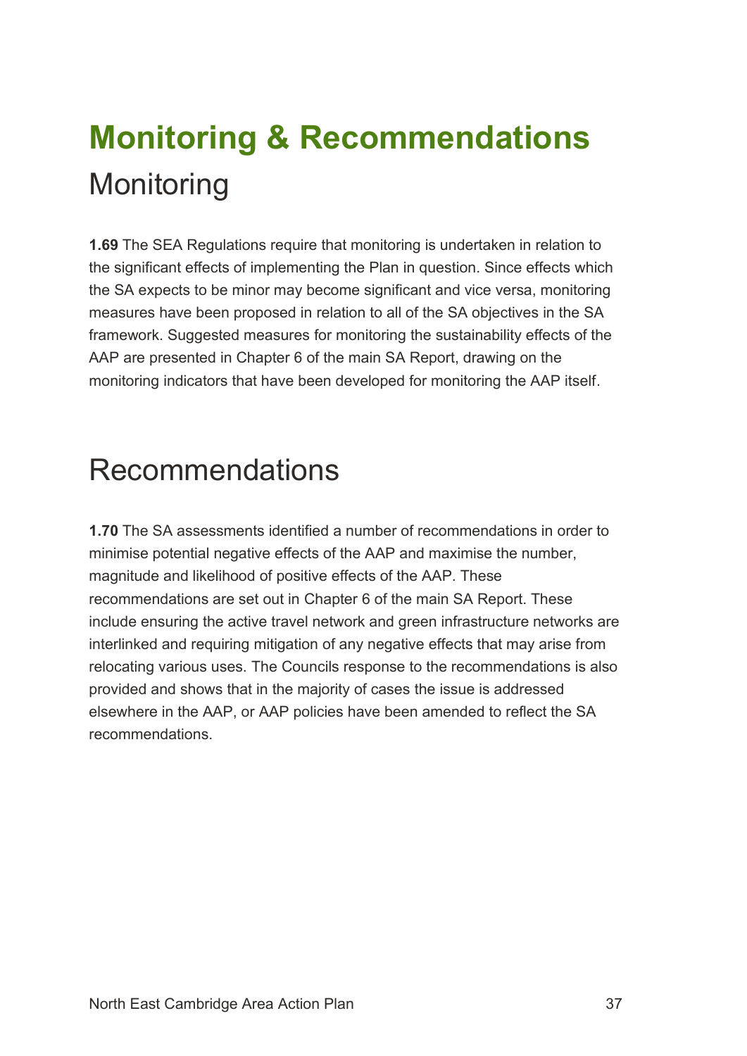# Monitoring & Recommendations

## Monitoring

**1.69** The SEA Regulations require that monitoring is undertaken in relation to the significant effects of implementing the Plan in question. Since effects which the SA expects to be minor may become significant and vice versa, monitoring measures have been proposed in relation to all of the SA objectives in the SA framework. Suggested measures for monitoring the sustainability effects of the AAP are presented in Chapter 6 of the main SA Report, drawing on the monitoring indicators that have been developed for monitoring the AAP itself.

## Recommendations

**1.70** The SA assessments identified a number of recommendations in order to minimise potential negative effects of the AAP and maximise the number, magnitude and likelihood of positive effects of the AAP. These recommendations are set out in Chapter 6 of the main SA Report. These include ensuring the active travel network and green infrastructure networks are interlinked and requiring mitigation of any negative effects that may arise from relocating various uses. The Councils response to the recommendations is also provided and shows that in the majority of cases the issue is addressed elsewhere in the AAP, or AAP policies have been amended to reflect the SA recommendations.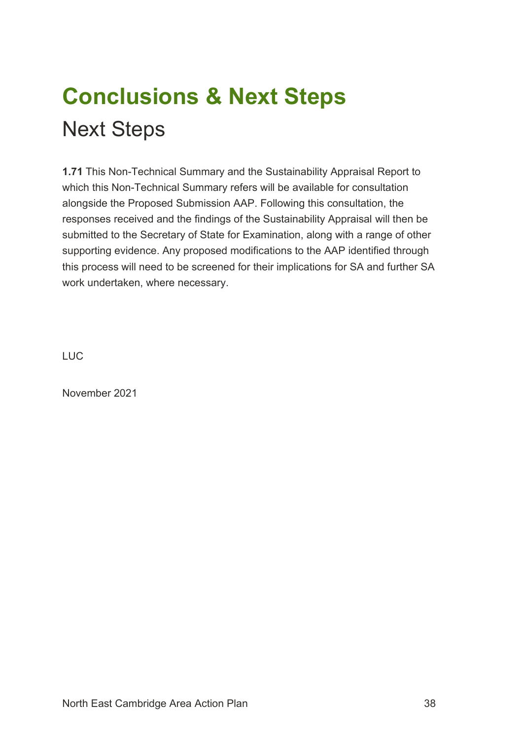# Conclusions & Next Steps

## Next Steps

**1.71** This Non-Technical Summary and the Sustainability Appraisal Report to which this Non-Technical Summary refers will be available for consultation alongside the Proposed Submission AAP. Following this consultation, the responses received and the findings of the Sustainability Appraisal will then be submitted to the Secretary of State for Examination, along with a range of other supporting evidence. Any proposed modifications to the AAP identified through this process will need to be screened for their implications for SA and further SA work undertaken, where necessary.

LUC

November 2021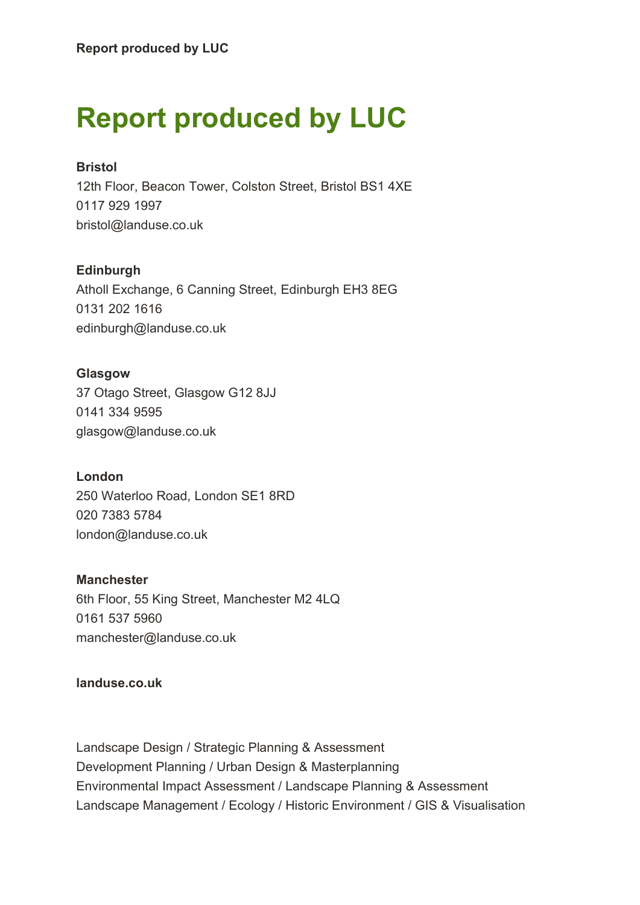# Report produced by LUC

**Bristol**
12th Floor, Beacon Tower, Colston Street, Bristol BS1 4XE
0117 929 1997
bristol@landuse.co.uk

**Edinburgh**
Atholl Exchange, 6 Canning Street, Edinburgh EH3 8EG
0131 202 1616
edinburgh@landuse.co.uk

**Glasgow**
37 Otago Street, Glasgow G12 8JJ
0141 334 9595
glasgow@landuse.co.uk

**London**
250 Waterloo Road, London SE1 8RD
020 7383 5784
london@landuse.co.uk

**Manchester**
6th Floor, 55 King Street, Manchester M2 4LQ
0161 537 5960
manchester@landuse.co.uk

**landuse.co.uk**

Landscape Design / Strategic Planning & Assessment
Development Planning / Urban Design & Masterplanning
Environmental Impact Assessment / Landscape Planning & Assessment
Landscape Management / Ecology / Historic Environment / GIS & Visualisation